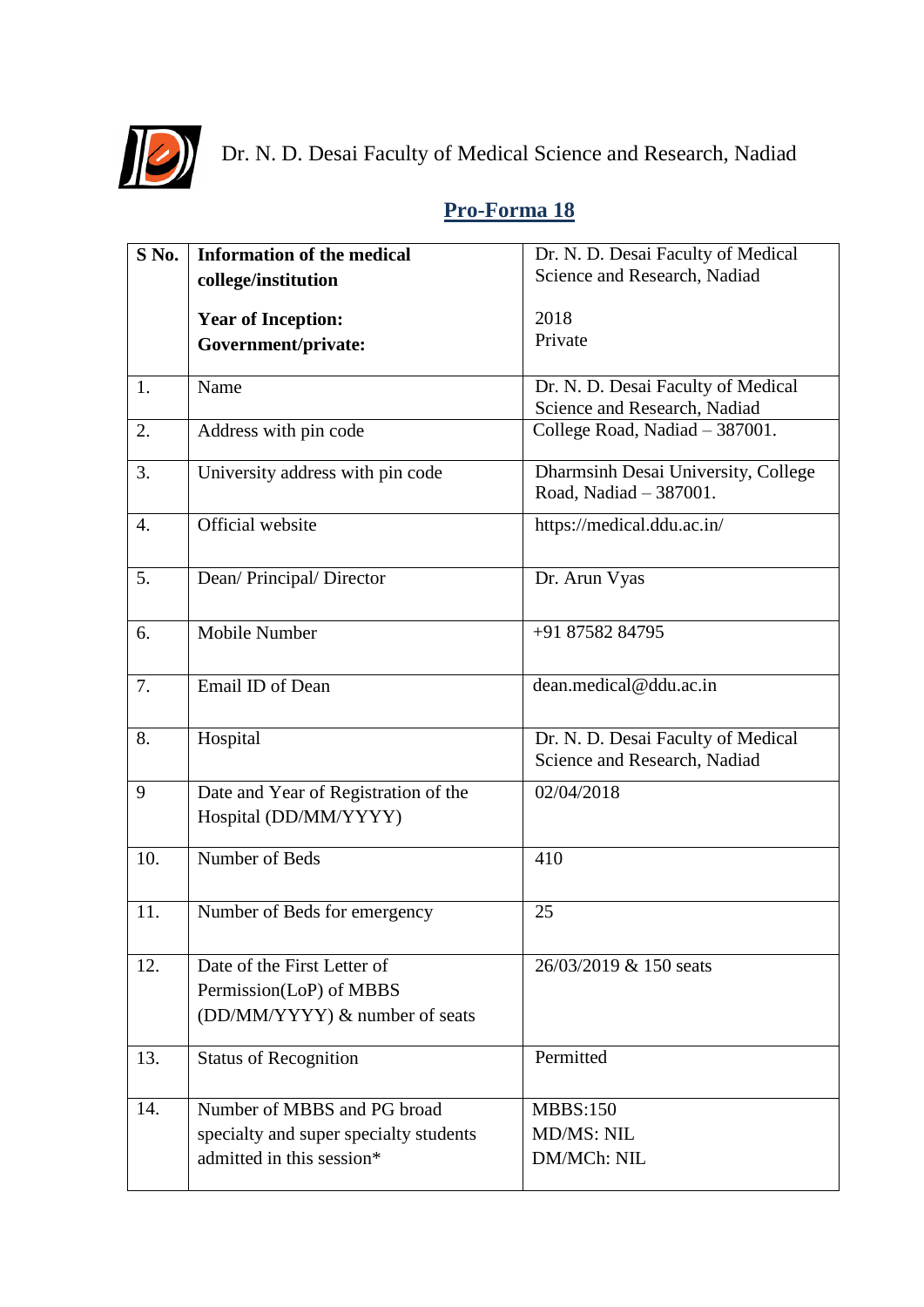Dr. N. D. Desai Faculty of Medical Science and Research, Nadiad

## Pro-Forma 18

| S No. | Information of the medical college/institution<br><br>Year of Inception:<br>Government/private: | Dr. N. D. Desai Faculty of Medical Science and Research, Nadiad<br><br>2018<br>Private |
|---|---|---|
| 1. | Name | Dr. N. D. Desai Faculty of Medical Science and Research, Nadiad |
| 2. | Address with pin code | College Road, Nadiad – 387001. |
| 3. | University address with pin code | Dharmsinh Desai University, College Road, Nadiad – 387001. |
| 4. | Official website | https://medical.ddu.ac.in/ |
| 5. | Dean/ Principal/ Director | Dr. Arun Vyas |
| 6. | Mobile Number | +91 87582 84795 |
| 7. | Email ID of Dean | dean.medical@ddu.ac.in |
| 8. | Hospital | Dr. N. D. Desai Faculty of Medical Science and Research, Nadiad |
| 9 | Date and Year of Registration of the Hospital (DD/MM/YYYY) | 02/04/2018 |
| 10. | Number of Beds | 410 |
| 11. | Number of Beds for emergency | 25 |
| 12. | Date of the First Letter of Permission(LoP) of MBBS (DD/MM/YYYY) & number of seats | 26/03/2019 & 150 seats |
| 13. | Status of Recognition | Permitted |
| 14. | Number of MBBS and PG broad specialty and super specialty students admitted in this session* | MBBS:150<br>MD/MS: NIL<br>DM/MCh: NIL |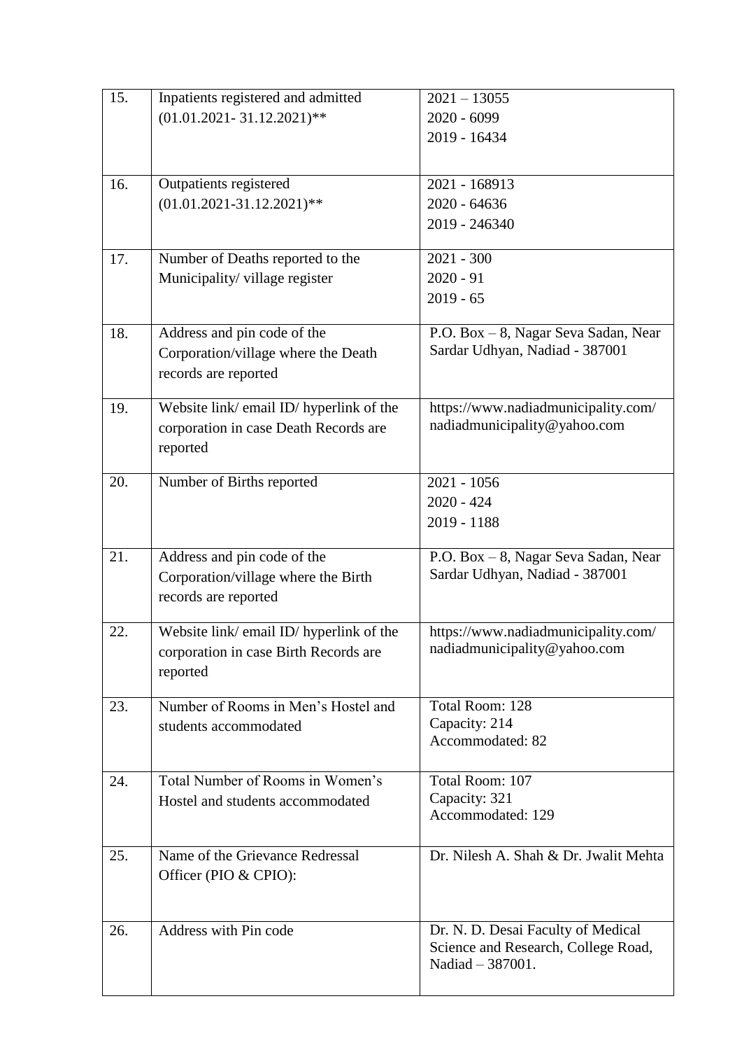| 15. | Inpatients registered and admitted (01.01.2021- 31.12.2021)** | 2021 – 13055<br>2020 - 6099<br>2019 - 16434 |
|---|---|---|
| 16. | Outpatients registered (01.01.2021-31.12.2021)** | 2021 - 168913<br>2020 - 64636<br>2019 - 246340 |
| 17. | Number of Deaths reported to the Municipality/ village register | 2021 - 300<br>2020 - 91<br>2019 - 65 |
| 18. | Address and pin code of the Corporation/village where the Death records are reported | P.O. Box – 8, Nagar Seva Sadan, Near Sardar Udhyan, Nadiad - 387001 |
| 19. | Website link/ email ID/ hyperlink of the corporation in case Death Records are reported | https://www.nadiadmunicipality.com/<br>nadiadmunicipality@yahoo.com |
| 20. | Number of Births reported | 2021 - 1056<br>2020 - 424<br>2019 - 1188 |
| 21. | Address and pin code of the Corporation/village where the Birth records are reported | P.O. Box – 8, Nagar Seva Sadan, Near Sardar Udhyan, Nadiad - 387001 |
| 22. | Website link/ email ID/ hyperlink of the corporation in case Birth Records are reported | https://www.nadiadmunicipality.com/<br>nadiadmunicipality@yahoo.com |
| 23. | Number of Rooms in Men's Hostel and students accommodated | Total Room: 128<br>Capacity: 214<br>Accommodated: 82 |
| 24. | Total Number of Rooms in Women's Hostel and students accommodated | Total Room: 107<br>Capacity: 321<br>Accommodated: 129 |
| 25. | Name of the Grievance Redressal Officer (PIO & CPIO): | Dr. Nilesh A. Shah & Dr. Jwalit Mehta |
| 26. | Address with Pin code | Dr. N. D. Desai Faculty of Medical Science and Research, College Road, Nadiad – 387001. |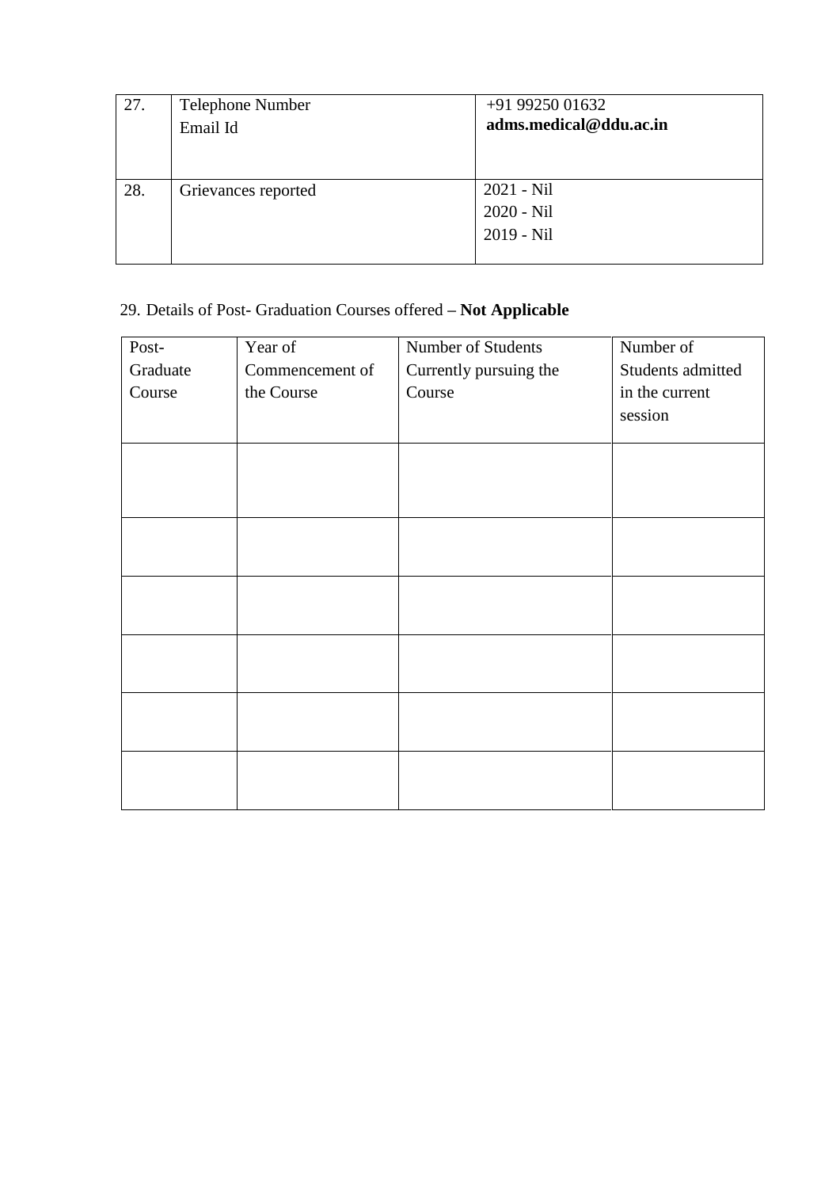| 27. | Telephone Number<br>Email Id | +91 99250 01632<br>**adms.medical@ddu.ac.in** |
|---|---|---|
| 28. | Grievances reported | 2021 - Nil<br>2020 - Nil<br>2019 - Nil |

29. Details of Post- Graduation Courses offered – **Not Applicable**

| Post-Graduate Course | Year of Commencement of the Course | Number of Students Currently pursuing the Course | Number of Students admitted in the current session |
|---|---|---|---|
| | | | |
| | | | |
| | | | |
| | | | |
| | | | |
| | | | |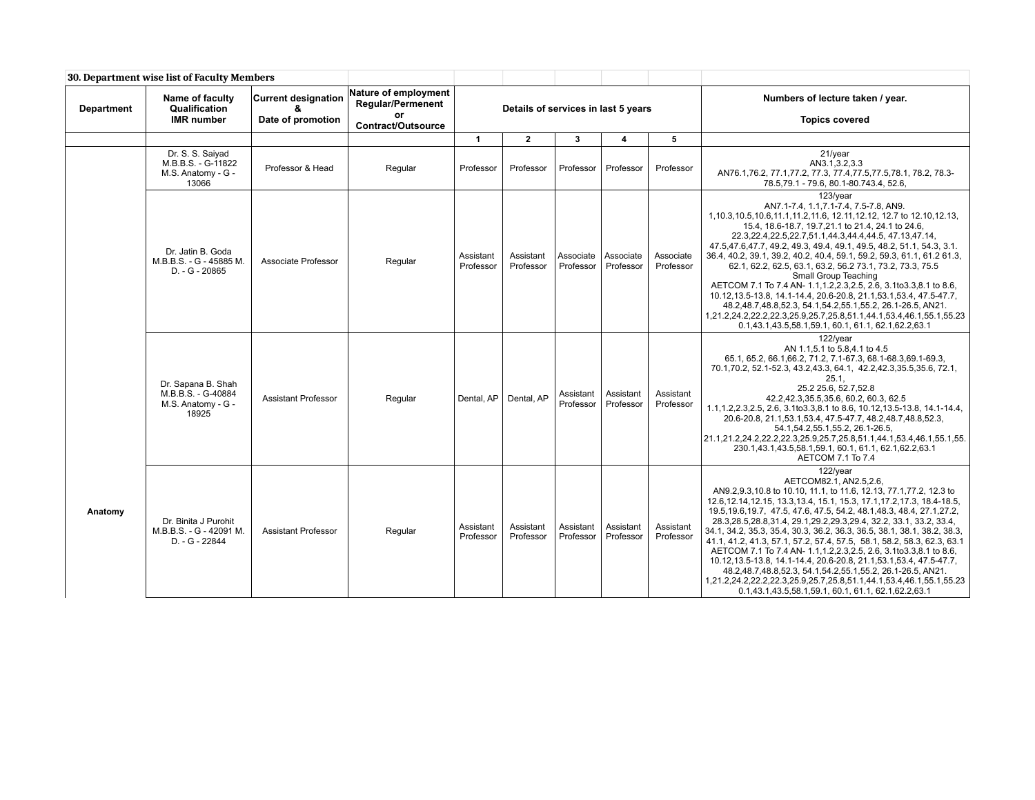**30. Department wise list of Faculty Members**

| Department | Name of faculty Qualification IMR number | Current designation & Date of promotion | Nature of employment Regular/Permenent or Contract/Outsource | Details of services in last 5 years | | | | | Numbers of lecture taken / year. Topics covered |
|---|---|---|---|---|---|---|---|---|---|
| | | | | 1 | 2 | 3 | 4 | 5 | |
| Anatomy | Dr. S. S. Saiyad M.B.B.S. - G-11822 M.S. Anatomy - G - 13066 | Professor & Head | Regular | Professor | Professor | Professor | Professor | Professor | 21/year AN3.1,3.2,3.3 AN76.1,76.2, 77.1,77.2, 77.3, 77.4,77.5,77.5,78.1, 78.2, 78.3-78.5,79.1 - 79.6, 80.1-80.743.4, 52.6, |
| | Dr. Jatin B. Goda M.B.B.S. - G - 45885 M. D. - G - 20865 | Associate Professor | Regular | Assistant Professor | Assistant Professor | Associate Professor | Associate Professor | Associate Professor | 123/year AN7.1-7.4, 1.1,7.1-7.4, 7.5-7.8, AN9. 1,10.3,10.5,10.6,11.1,11.2,11.6, 12.11,12.12, 12.7 to 12.10,12.13, 15.4, 18.6-18.7, 19.7,21.1 to 21.4, 24.1 to 24.6, 22.3,22.4,22.5,22.7,51.1,44.3,44.4,44.5, 47.13,47.14, 47.5,47.6,47.7, 49.2, 49.3, 49.4, 49.1, 49.5, 48.2, 51.1, 54.3, 3.1. 36.4, 40.2, 39.1, 39.2, 40.2, 40.4, 59.1, 59.2, 59.3, 61.1, 61.2 61.3, 62.1, 62.2, 62.5, 63.1, 63.2, 56.2 73.1, 73.2, 73.3, 75.5 Small Group Teaching AETCOM 7.1 To 7.4 AN- 1.1,1.2,2.3,2.5, 2.6, 3.1to3.3,8.1 to 8.6, 10.12,13.5-13.8, 14.1-14.4, 20.6-20.8, 21.1,53.1,53.4, 47.5-47.7, 48.2,48.7,48.8,52.3, 54.1,54.2,55.1,55.2, 26.1-26.5, AN21. 1,21.2,24.2,22.2,22.3,25.9,25.7,25.8,51.1,44.1,53.4,46.1,55.1,55.23 0.1,43.1,43.5,58.1,59.1, 60.1, 61.1, 62.1,62.2,63.1 |
| | Dr. Sapana B. Shah M.B.B.S. - G-40884 M.S. Anatomy - G - 18925 | Assistant Professor | Regular | Dental, AP | Dental, AP | Assistant Professor | Assistant Professor | Assistant Professor | 122/year AN 1.1,5.1 to 5.8,4.1 to 4.5 65.1, 65.2, 66.1,66.2, 71.2, 7.1-67.3, 68.1-68.3,69.1-69.3, 70.1,70.2, 52.1-52.3, 43.2,43.3, 64.1, 42.2,42.3,35.5,35.6, 72.1, 25.1, 25.2 25.6, 52.7,52.8 42.2,42.3,35.5,35.6, 60.2, 60.3, 62.5 1.1,1.2,2.3,2.5, 2.6, 3.1to3.3,8.1 to 8.6, 10.12,13.5-13.8, 14.1-14.4, 20.6-20.8, 21.1,53.1,53.4, 47.5-47.7, 48.2,48.7,48.8,52.3, 54.1,54.2,55.1,55.2, 26.1-26.5, 21.1,21.2,24.2,22.2,22.3,25.9,25.7,25.8,51.1,44.1,53.4,46.1,55.1,55. 230.1,43.1,43.5,58.1,59.1, 60.1, 61.1, 62.1,62.2,63.1 AETCOM 7.1 To 7.4 |
| | Dr. Binita J Purohit M.B.B.S. - G - 42091 M. D. - G - 22844 | Assistant Professor | Regular | Assistant Professor | Assistant Professor | Assistant Professor | Assistant Professor | Assistant Professor | 122/year AETCOM82.1, AN2.5,2.6, AN9.2,9.3,10.8 to 10.10, 11.1, to 11.6, 12.13, 77.1,77.2, 12.3 to 12.6,12.14,12.15, 13.3,13.4, 15.1, 15.3, 17.1,17.2,17.3, 18.4-18.5, 19.5,19.6,19.7, 47.5, 47.6, 47.5, 54.2, 48.1,48.3, 48.4, 27.1,27.2, 28.3,28.5,28.8,31.4, 29.1,29.2,29.3,29.4, 32.2, 33.1, 33.2, 33.4, 34.1, 34.2, 35.3, 35.4, 30.3, 36.2, 36.3, 36.5, 38.1, 38.1, 38.2, 38.3, 41.1, 41.2, 41.3, 57.1, 57.2, 57.4, 57.5, 58.1, 58.2, 58.3, 62.3, 63.1 AETCOM 7.1 To 7.4 AN- 1.1,1.2,2.3,2.5, 2.6, 3.1to3.3,8.1 to 8.6, 10.12,13.5-13.8, 14.1-14.4, 20.6-20.8, 21.1,53.1,53.4, 47.5-47.7, 48.2,48.7,48.8,52.3, 54.1,54.2,55.1,55.2, 26.1-26.5, AN21. 1,21.2,24.2,22.2,22.3,25.9,25.7,25.8,51.1,44.1,53.4,46.1,55.1,55.23 0.1,43.1,43.5,58.1,59.1, 60.1, 61.1, 62.1,62.2,63.1 |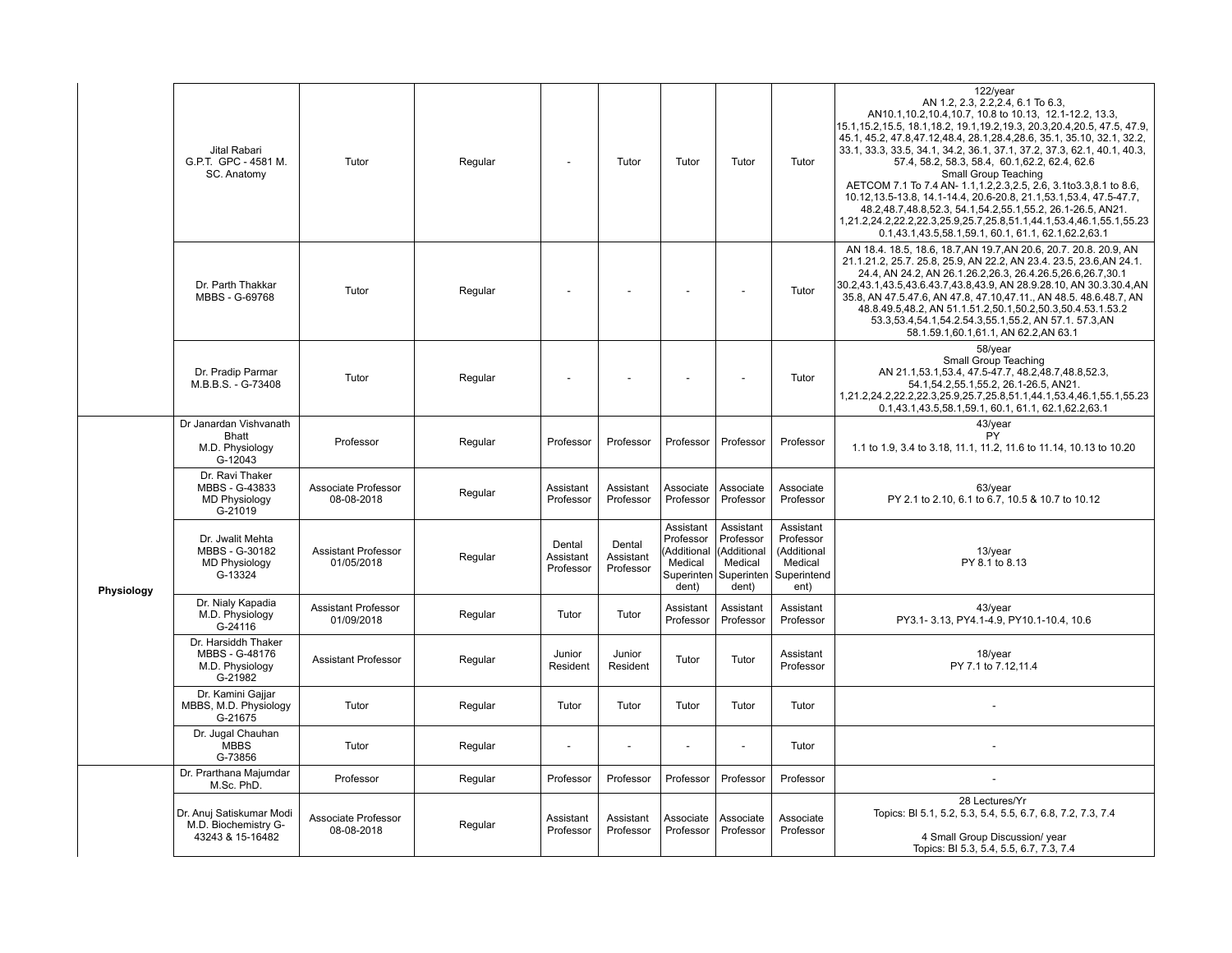| | | | | | | | | | |
|---|---|---|---|---|---|---|---|---|---|
| | Jital Rabari G.P.T. GPC - 4581 M. SC. Anatomy | Tutor | Regular | - | Tutor | Tutor | Tutor | Tutor | 122/year AN 1.2, 2.3, 2.2,2.4, 6.1 To 6.3, AN10.1,10.2,10.4,10.7, 10.8 to 10.13, 12.1-12.2, 13.3, 15.1,15.2,15.5, 18.1,18.2, 19.1,19.2,19.3, 20.3,20.4,20.5, 47.5, 47.9, 45.1, 45.2, 47.8,47.12,48.4, 28.1,28.4,28.6, 35.1, 35.10, 32.1, 32.2, 33.1, 33.3, 33.5, 34.1, 34.2, 36.1, 37.1, 37.2, 37.3, 62.1, 40.1, 40.3, 57.4, 58.2, 58.3, 58.4, 60.1,62.2, 62.4, 62.6 Small Group Teaching AETCOM 7.1 To 7.4 AN- 1.1,1.2,2.3,2.5, 2.6, 3.1to3.3,8.1 to 8.6, 10.12,13.5-13.8, 14.1-14.4, 20.6-20.8, 21.1,53.1,53.4, 47.5-47.7, 48.2,48.7,48.8,52.3, 54.1,54.2,55.1,55.2, 26.1-26.5, AN21. 1,21.2,24.2,22.2,22.3,25.9,25.7,25.8,51.1,44.1,53.4,46.1,55.1,55.23 0.1,43.1,43.5,58.1,59.1, 60.1, 61.1, 62.1,62.2,63.1 |
| | Dr. Parth Thakkar MBBS - G-69768 | Tutor | Regular | - | - | - | - | Tutor | AN 18.4. 18.5, 18.6, 18.7,AN 19.7,AN 20.6, 20.7. 20.8. 20.9, AN 21.1.21.2, 25.7. 25.8, 25.9, AN 22.2, AN 23.4. 23.5, 23.6,AN 24.1. 24.4, AN 24.2, AN 26.1.26.2,26.3, 26.4.26.5,26.6,26.7,30.1 30.2,43.1,43.5,43.6.43.7,43.8,43.9, AN 28.9.28.10, AN 30.3.30.4,AN 35.8, AN 47.5.47.6, AN 47.8, 47.10,47.11,, AN 48.5. 48.6.48.7, AN 48.8.49.5,48.2, AN 51.1.51.2,50.1,50.2,50.3,50.4.53.1.53.2 53.3,53.4,54.1,54.2.54.3,55.1,55.2, AN 57.1. 57.3,AN 58.1.59.1,60.1,61.1, AN 62.2,AN 63.1 |
| | Dr. Pradip Parmar M.B.B.S. - G-73408 | Tutor | Regular | - | - | - | - | Tutor | 58/year Small Group Teaching AN 21.1,53.1,53.4, 47.5-47.7, 48.2,48.7,48.8,52.3, 54.1,54.2,55.1,55.2, 26.1-26.5, AN21. 1,21.2,24.2,22.2,22.3,25.9,25.7,25.8,51.1,44.1,53.4,46.1,55.1,55.23 0.1,43.1,43.5,58.1,59.1, 60.1, 61.1, 62.1,62.2,63.1 |
| Physiology | Dr Janardan Vishvanath Bhatt M.D. Physiology G-12043 | Professor | Regular | Professor | Professor | Professor | Professor | Professor | 43/year PY 1.1 to 1.9, 3.4 to 3.18, 11.1, 11.2, 11.6 to 11.14, 10.13 to 10.20 |
| | Dr. Ravi Thaker MBBS - G-43833 MD Physiology G-21019 | Associate Professor 08-08-2018 | Regular | Assistant Professor | Assistant Professor | Associate Professor | Associate Professor | Associate Professor | 63/year PY 2.1 to 2.10, 6.1 to 6.7, 10.5 & 10.7 to 10.12 |
| | Dr. Jwalit Mehta MBBS - G-30182 MD Physiology G-13324 | Assistant Professor 01/05/2018 | Regular | Dental Assistant Professor | Dental Assistant Professor | Assistant Professor (Additional Medical Superintendent) | Assistant Professor (Additional Medical Superintendent) | Assistant Professor (Additional Medical Superintendent) | 13/year PY 8.1 to 8.13 |
| | Dr. Nialy Kapadia M.D. Physiology G-24116 | Assistant Professor 01/09/2018 | Regular | Tutor | Tutor | Assistant Professor | Assistant Professor | Assistant Professor | 43/year PY3.1- 3.13, PY4.1-4.9, PY10.1-10.4, 10.6 |
| | Dr. Harsiddh Thaker MBBS - G-48176 M.D. Physiology G-21982 | Assistant Professor | Regular | Junior Resident | Junior Resident | Tutor | Tutor | Assistant Professor | 18/year PY 7.1 to 7.12,11.4 |
| | Dr. Kamini Gajjar MBBS, M.D. Physiology G-21675 | Tutor | Regular | Tutor | Tutor | Tutor | Tutor | Tutor | - |
| | Dr. Jugal Chauhan MBBS G-73856 | Tutor | Regular | - | - | - | - | Tutor | - |
| | Dr. Prarthana Majumdar M.Sc. PhD. | Professor | Regular | Professor | Professor | Professor | Professor | Professor | - |
| | Dr. Anuj Satiskumar Modi M.D. Biochemistry G-43243 & 15-16482 | Associate Professor 08-08-2018 | Regular | Assistant Professor | Assistant Professor | Associate Professor | Associate Professor | Associate Professor | 28 Lectures/Yr Topics: BI 5.1, 5.2, 5.3, 5.4, 5.5, 6.7, 6.8, 7.2, 7.3, 7.4 <br> 4 Small Group Discussion/ year Topics: BI 5.3, 5.4, 5.5, 6.7, 7.3, 7.4 |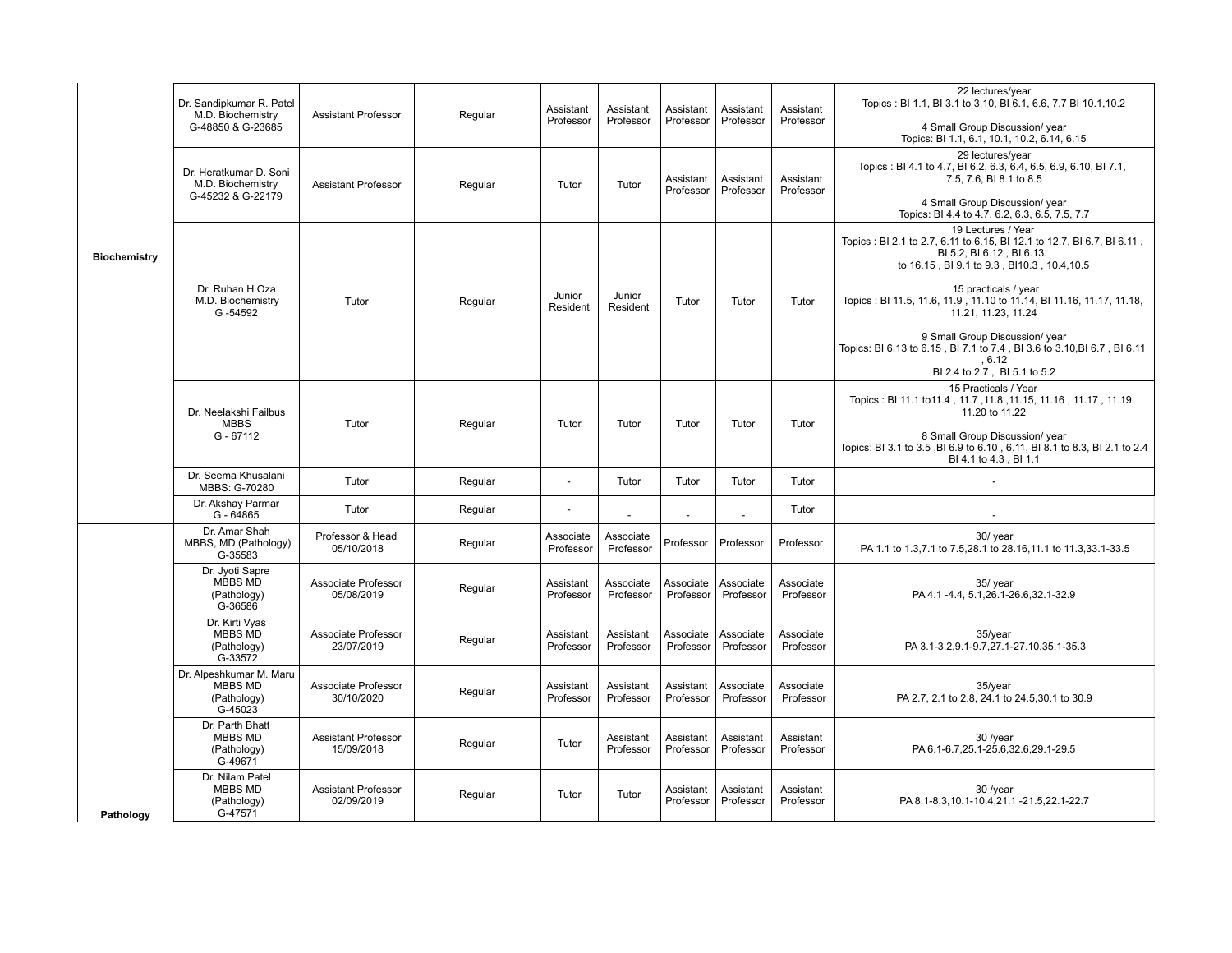| | | | | | | | | | |
|---|---|---|---|---|---|---|---|---|---|
| Biochemistry | Dr. Sandipkumar R. Patel<br>M.D. Biochemistry<br>G-48850 & G-23685 | Assistant Professor | Regular | Assistant Professor | Assistant Professor | Assistant Professor | Assistant Professor | Assistant Professor | 22 lectures/year<br>Topics : BI 1.1, BI 3.1 to 3.10, BI 6.1, 6.6, 7.7 BI 10.1,10.2<br><br>4 Small Group Discussion/ year<br>Topics: BI 1.1, 6.1, 10.1, 10.2, 6.14, 6.15 |
| | Dr. Heratkumar D. Soni<br>M.D. Biochemistry<br>G-45232 & G-22179 | Assistant Professor | Regular | Tutor | Tutor | Assistant Professor | Assistant Professor | Assistant Professor | 29 lectures/year<br>Topics : BI 4.1 to 4.7, BI 6.2, 6.3, 6.4, 6.5, 6.9, 6.10, BI 7.1, 7.5, 7.6, BI 8.1 to 8.5<br><br>4 Small Group Discussion/ year<br>Topics: BI 4.4 to 4.7, 6.2, 6.3, 6.5, 7.5, 7.7 |
| | Dr. Ruhan H Oza<br>M.D. Biochemistry<br>G -54592 | Tutor | Regular | Junior Resident | Junior Resident | Tutor | Tutor | Tutor | 19 Lectures / Year<br>Topics : BI 2.1 to 2.7, 6.11 to 6.15, BI 12.1 to 12.7, BI 6.7, BI 6.11 , BI 5.2, BI 6.12 , BI 6.13.<br>to 16.15 , BI 9.1 to 9.3 , BI10.3 , 10.4,10.5<br><br>15 practicals / year<br>Topics : BI 11.5, 11.6, 11.9 , 11.10 to 11.14, BI 11.16, 11.17, 11.18, 11.21, 11.23, 11.24<br><br>9 Small Group Discussion/ year<br>Topics: BI 6.13 to 6.15 , BI 7.1 to 7.4 , BI 3.6 to 3.10,BI 6.7 , BI 6.11 , 6.12<br>BI 2.4 to 2.7 , BI 5.1 to 5.2 |
| | Dr. Neelakshi Failbus<br>MBBS<br>G - 67112 | Tutor | Regular | Tutor | Tutor | Tutor | Tutor | Tutor | 15 Practicals / Year<br>Topics : BI 11.1 to11.4 , 11.7 ,11.8 ,11.15, 11.16 , 11.17 , 11.19, 11.20 to 11.22<br><br>8 Small Group Discussion/ year<br>Topics: BI 3.1 to 3.5 ,BI 6.9 to 6.10 , 6.11, BI 8.1 to 8.3, BI 2.1 to 2.4<br>BI 4.1 to 4.3 , BI 1.1 |
| | Dr. Seema Khusalani<br>MBBS: G-70280 | Tutor | Regular | - | Tutor | Tutor | Tutor | Tutor | - |
| | Dr. Akshay Parmar<br>G - 64865 | Tutor | Regular | - | - | - | - | Tutor | - |
| Pathology | Dr. Amar Shah<br>MBBS, MD (Pathology)<br>G-35583 | Professor & Head<br>05/10/2018 | Regular | Associate Professor | Associate Professor | Professor | Professor | Professor | 30/ year<br>PA 1.1 to 1.3,7.1 to 7.5,28.1 to 28.16,11.1 to 11.3,33.1-33.5 |
| | Dr. Jyoti Sapre<br>MBBS MD<br>(Pathology)<br>G-36586 | Associate Professor<br>05/08/2019 | Regular | Assistant Professor | Associate Professor | Associate Professor | Associate Professor | Associate Professor | 35/ year<br>PA 4.1 -4.4, 5.1,26.1-26.6,32.1-32.9 |
| | Dr. Kirti Vyas<br>MBBS MD<br>(Pathology)<br>G-33572 | Associate Professor<br>23/07/2019 | Regular | Assistant Professor | Assistant Professor | Associate Professor | Associate Professor | Associate Professor | 35/year<br>PA 3.1-3.2,9.1-9.7,27.1-27.10,35.1-35.3 |
| | Dr. Alpeshkumar M. Maru<br>MBBS MD<br>(Pathology)<br>G-45023 | Associate Professor<br>30/10/2020 | Regular | Assistant Professor | Assistant Professor | Assistant Professor | Associate Professor | Associate Professor | 35/year<br>PA 2.7, 2.1 to 2.8, 24.1 to 24.5,30.1 to 30.9 |
| | Dr. Parth Bhatt<br>MBBS MD<br>(Pathology)<br>G-49671 | Assistant Professor<br>15/09/2018 | Regular | Tutor | Assistant Professor | Assistant Professor | Assistant Professor | Assistant Professor | 30 /year<br>PA 6.1-6.7,25.1-25.6,32.6,29.1-29.5 |
| | Dr. Nilam Patel<br>MBBS MD<br>(Pathology)<br>G-47571 | Assistant Professor<br>02/09/2019 | Regular | Tutor | Tutor | Assistant Professor | Assistant Professor | Assistant Professor | 30 /year<br>PA 8.1-8.3,10.1-10.4,21.1 -21.5,22.1-22.7 |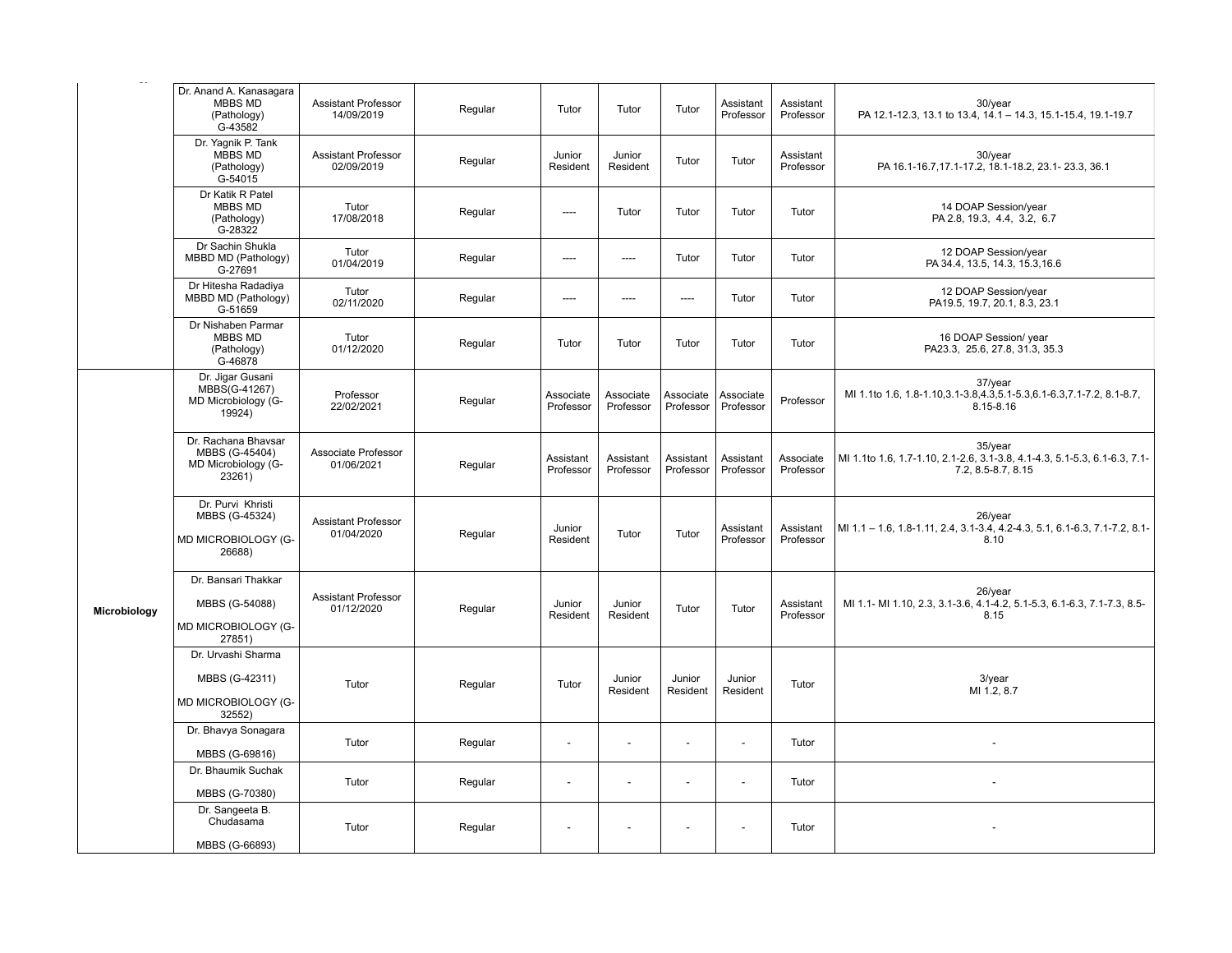| | | | | | | | | | |
|---|---|---|---|---|---|---|---|---|---|
| | Dr. Anand A. Kanasagara MBBS MD (Pathology) G-43582 | Assistant Professor 14/09/2019 | Regular | Tutor | Tutor | Tutor | Assistant Professor | Assistant Professor | 30/year PA 12.1-12.3, 13.1 to 13.4, 14.1 – 14.3, 15.1-15.4, 19.1-19.7 |
| | Dr. Yagnik P. Tank MBBS MD (Pathology) G-54015 | Assistant Professor 02/09/2019 | Regular | Junior Resident | Junior Resident | Tutor | Tutor | Assistant Professor | 30/year PA 16.1-16.7,17.1-17.2, 18.1-18.2, 23.1- 23.3, 36.1 |
| | Dr Katik R Patel MBBS MD (Pathology) G-28322 | Tutor 17/08/2018 | Regular | ---- | Tutor | Tutor | Tutor | Tutor | 14 DOAP Session/year PA 2.8, 19.3, 4.4, 3.2, 6.7 |
| | Dr Sachin Shukla MBBD MD (Pathology) G-27691 | Tutor 01/04/2019 | Regular | ---- | ---- | Tutor | Tutor | Tutor | 12 DOAP Session/year PA 34.4, 13.5, 14.3, 15.3,16.6 |
| | Dr Hitesha Radadiya MBBD MD (Pathology) G-51659 | Tutor 02/11/2020 | Regular | ---- | ---- | ---- | Tutor | Tutor | 12 DOAP Session/year PA19.5, 19.7, 20.1, 8.3, 23.1 |
| | Dr Nishaben Parmar MBBS MD (Pathology) G-46878 | Tutor 01/12/2020 | Regular | Tutor | Tutor | Tutor | Tutor | Tutor | 16 DOAP Session/ year PA23.3, 25.6, 27.8, 31.3, 35.3 |
| **Microbiology** | Dr. Jigar Gusani MBBS(G-41267) MD Microbiology (G-19924) | Professor 22/02/2021 | Regular | Associate Professor | Associate Professor | Associate Professor | Associate Professor | Professor | 37/year MI 1.1to 1.6, 1.8-1.10,3.1-3.8,4.3,5.1-5.3,6.1-6.3,7.1-7.2, 8.1-8.7, 8.15-8.16 |
| | Dr. Rachana Bhavsar MBBS (G-45404) MD Microbiology (G-23261) | Associate Professor 01/06/2021 | Regular | Assistant Professor | Assistant Professor | Assistant Professor | Assistant Professor | Associate Professor | 35/year MI 1.1to 1.6, 1.7-1.10, 2.1-2.6, 3.1-3.8, 4.1-4.3, 5.1-5.3, 6.1-6.3, 7.1-7.2, 8.5-8.7, 8.15 |
| | Dr. Purvi Khristi MBBS (G-45324) MD MICROBIOLOGY (G-26688) | Assistant Professor 01/04/2020 | Regular | Junior Resident | Tutor | Tutor | Assistant Professor | Assistant Professor | 26/year MI 1.1 – 1.6, 1.8-1.11, 2.4, 3.1-3.4, 4.2-4.3, 5.1, 6.1-6.3, 7.1-7.2, 8.1-8.10 |
| | Dr. Bansari Thakkar MBBS (G-54088) MD MICROBIOLOGY (G-27851) | Assistant Professor 01/12/2020 | Regular | Junior Resident | Junior Resident | Tutor | Tutor | Assistant Professor | 26/year MI 1.1- MI 1.10, 2.3, 3.1-3.6, 4.1-4.2, 5.1-5.3, 6.1-6.3, 7.1-7.3, 8.5-8.15 |
| | Dr. Urvashi Sharma MBBS (G-42311) MD MICROBIOLOGY (G-32552) | Tutor | Regular | Tutor | Junior Resident | Junior Resident | Junior Resident | Tutor | 3/year MI 1.2, 8.7 |
| | Dr. Bhavya Sonagara MBBS (G-69816) | Tutor | Regular | - | - | - | - | Tutor | - |
| | Dr. Bhaumik Suchak MBBS (G-70380) | Tutor | Regular | - | - | - | - | Tutor | - |
| | Dr. Sangeeta B. Chudasama MBBS (G-66893) | Tutor | Regular | - | - | - | - | Tutor | - |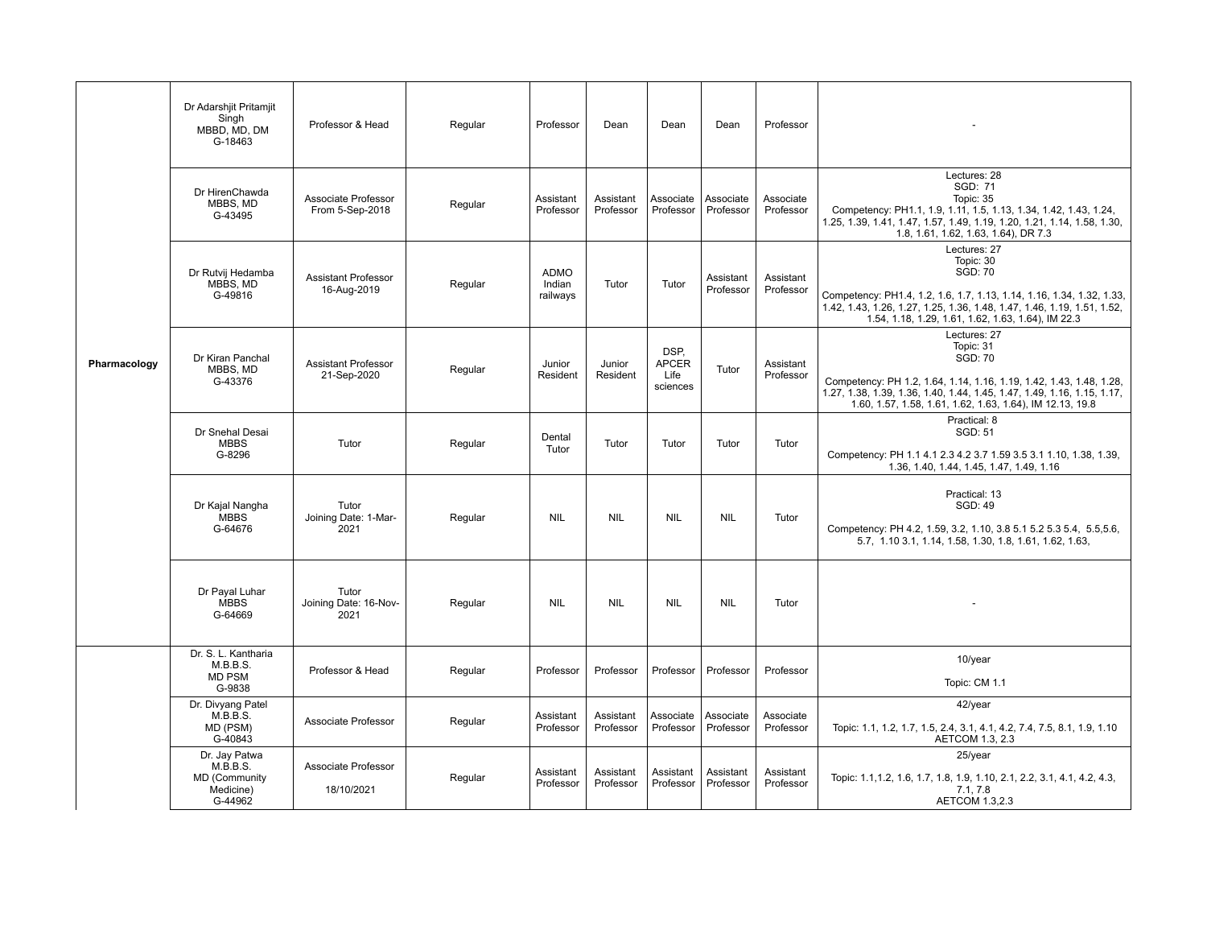| | | | | | | | | | |
|---|---|---|---|---|---|---|---|---|---|
| Pharmacology | Dr Adarshjit Pritamjit Singh MBBD, MD, DM G-18463 | Professor & Head | Regular | Professor | Dean | Dean | Dean | Professor | - |
| | Dr HirenChawda MBBS, MD G-43495 | Associate Professor From 5-Sep-2018 | Regular | Assistant Professor | Assistant Professor | Associate Professor | Associate Professor | Associate Professor | Lectures: 28 SGD: 71 Topic: 35 Competency: PH1.1, 1.9, 1.11, 1.5, 1.13, 1.34, 1.42, 1.43, 1.24, 1.25, 1.39, 1.41, 1.47, 1.57, 1.49, 1.19, 1.20, 1.21, 1.14, 1.58, 1.30, 1.8, 1.61, 1.62, 1.63, 1.64), DR 7.3 |
| | Dr Rutvij Hedamba MBBS, MD G-49816 | Assistant Professor 16-Aug-2019 | Regular | ADMO Indian railways | Tutor | Tutor | Assistant Professor | Assistant Professor | Lectures: 27 Topic: 30 SGD: 70 Competency: PH1.4, 1.2, 1.6, 1.7, 1.13, 1.14, 1.16, 1.34, 1.32, 1.33, 1.42, 1.43, 1.26, 1.27, 1.25, 1.36, 1.48, 1.47, 1.46, 1.19, 1.51, 1.52, 1.54, 1.18, 1.29, 1.61, 1.62, 1.63, 1.64), IM 22.3 |
| | Dr Kiran Panchal MBBS, MD G-43376 | Assistant Professor 21-Sep-2020 | Regular | Junior Resident | Junior Resident | DSP, APCER Life sciences | Tutor | Assistant Professor | Lectures: 27 Topic: 31 SGD: 70 Competency: PH 1.2, 1.64, 1.14, 1.16, 1.19, 1.42, 1.43, 1.48, 1.28, 1.27, 1.38, 1.39, 1.36, 1.40, 1.44, 1.45, 1.47, 1.49, 1.16, 1.15, 1.17, 1.60, 1.57, 1.58, 1.61, 1.62, 1.63, 1.64), IM 12.13, 19.8 |
| | Dr Snehal Desai MBBS G-8296 | Tutor | Regular | Dental Tutor | Tutor | Tutor | Tutor | Tutor | Practical: 8 SGD: 51 Competency: PH 1.1 4.1 2.3 4.2 3.7 1.59 3.5 3.1 1.10, 1.38, 1.39, 1.36, 1.40, 1.44, 1.45, 1.47, 1.49, 1.16 |
| | Dr Kajal Nangha MBBS G-64676 | Tutor Joining Date: 1-Mar-2021 | Regular | NIL | NIL | NIL | NIL | Tutor | Practical: 13 SGD: 49 Competency: PH 4.2, 1.59, 3.2, 1.10, 3.8 5.1 5.2 5.3 5.4, 5.5,5.6, 5.7, 1.10 3.1, 1.14, 1.58, 1.30, 1.8, 1.61, 1.62, 1.63, |
| | Dr Payal Luhar MBBS G-64669 | Tutor Joining Date: 16-Nov-2021 | Regular | NIL | NIL | NIL | NIL | Tutor | - |
| | Dr. S. L. Kantharia M.B.B.S. MD PSM G-9838 | Professor & Head | Regular | Professor | Professor | Professor | Professor | Professor | 10/year Topic: CM 1.1 |
| | Dr. Divyang Patel M.B.B.S. MD (PSM) G-40843 | Associate Professor | Regular | Assistant Professor | Assistant Professor | Associate Professor | Associate Professor | Associate Professor | 42/year Topic: 1.1, 1.2, 1.7, 1.5, 2.4, 3.1, 4.1, 4.2, 7.4, 7.5, 8.1, 1.9, 1.10 AETCOM 1.3, 2.3 |
| | Dr. Jay Patwa M.B.B.S. MD (Community Medicine) G-44962 | Associate Professor 18/10/2021 | Regular | Assistant Professor | Assistant Professor | Assistant Professor | Assistant Professor | Assistant Professor | 25/year Topic: 1.1,1.2, 1.6, 1.7, 1.8, 1.9, 1.10, 2.1, 2.2, 3.1, 4.1, 4.2, 4.3, 7.1, 7.8 AETCOM 1.3,2.3 |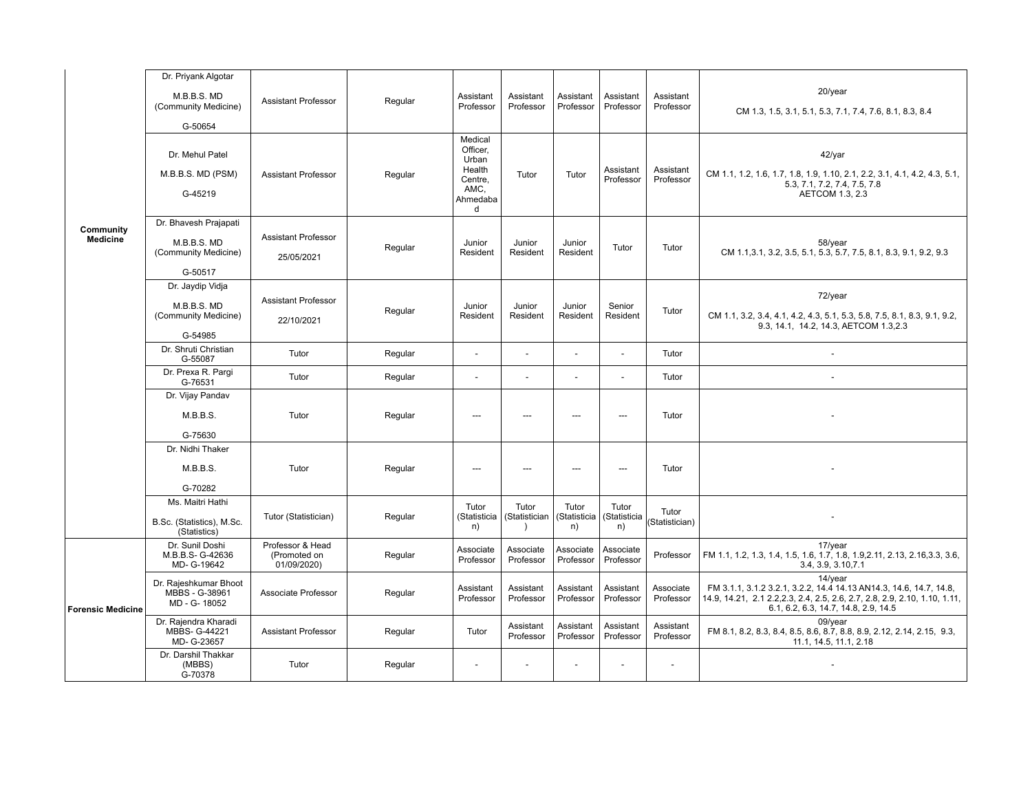| | | | | | | | | | |
|---|---|---|---|---|---|---|---|---|---|
| Community Medicine | Dr. Priyank Algotar<br><br>M.B.B.S. MD (Community Medicine)<br><br>G-50654 | Assistant Professor | Regular | Assistant Professor | Assistant Professor | Assistant Professor | Assistant Professor | Assistant Professor | 20/year<br><br>CM 1.3, 1.5, 3.1, 5.1, 5.3, 7.1, 7.4, 7.6, 8.1, 8.3, 8.4 |
| | Dr. Mehul Patel<br><br>M.B.B.S. MD (PSM)<br><br>G-45219 | Assistant Professor | Regular | Medical Officer, Urban Health Centre, AMC, Ahmedabad | Tutor | Tutor | Assistant Professor | Assistant Professor | 42/yar<br><br>CM 1.1, 1.2, 1.6, 1.7, 1.8, 1.9, 1.10, 2.1, 2.2, 3.1, 4.1, 4.2, 4.3, 5.1, 5.3, 7.1, 7.2, 7.4, 7.5, 7.8<br>AETCOM 1.3, 2.3 |
| | Dr. Bhavesh Prajapati<br><br>M.B.B.S. MD (Community Medicine)<br><br>G-50517 | Assistant Professor<br><br>25/05/2021 | Regular | Junior Resident | Junior Resident | Junior Resident | Tutor | Tutor | 58/year<br>CM 1.1,3.1, 3.2, 3.5, 5.1, 5.3, 5.7, 7.5, 8.1, 8.3, 9.1, 9.2, 9.3 |
| | Dr. Jaydip Vidja<br><br>M.B.B.S. MD (Community Medicine)<br><br>G-54985 | Assistant Professor<br><br>22/10/2021 | Regular | Junior Resident | Junior Resident | Junior Resident | Senior Resident | Tutor | 72/year<br><br>CM 1.1, 3.2, 3.4, 4.1, 4.2, 4.3, 5.1, 5.3, 5.8, 7.5, 8.1, 8.3, 9.1, 9.2, 9.3, 14.1, 14.2, 14.3, AETCOM 1.3,2.3 |
| | Dr. Shruti Christian<br>G-55087 | Tutor | Regular | - | - | - | - | Tutor | - |
| | Dr. Prexa R. Pargi<br>G-76531 | Tutor | Regular | - | - | - | - | Tutor | - |
| | Dr. Vijay Pandav<br><br>M.B.B.S.<br><br>G-75630 | Tutor | Regular | --- | --- | --- | --- | Tutor | - |
| | Dr. Nidhi Thaker<br><br>M.B.B.S.<br><br>G-70282 | Tutor | Regular | --- | --- | --- | --- | Tutor | - |
| | Ms. Maitri Hathi<br><br>B.Sc. (Statistics), M.Sc. (Statistics) | Tutor (Statistician) | Regular | Tutor (Statistician) | Tutor (Statistician) | Tutor (Statistician) | Tutor (Statistician) | Tutor (Statistician) | - |
| Forensic Medicine | Dr. Sunil Doshi<br>M.B.B.S- G-42636<br>MD- G-19642 | Professor & Head (Promoted on 01/09/2020) | Regular | Associate Professor | Associate Professor | Associate Professor | Associate Professor | Professor | 17/year<br>FM 1.1, 1.2, 1.3, 1.4, 1.5, 1.6, 1.7, 1.8, 1.9,2.11, 2.13, 2.16,3.3, 3.6, 3.4, 3.9, 3.10,7.1 |
| | Dr. Rajeshkumar Bhoot<br>MBBS - G-38961<br>MD - G- 18052 | Associate Professor | Regular | Assistant Professor | Assistant Professor | Assistant Professor | Assistant Professor | Associate Professor | 14/year<br>FM 3.1.1, 3.1.2 3.2.1, 3.2.2, 14.4 14.13 AN14.3, 14.6, 14.7, 14.8, 14.9, 14.21, 2.1 2.2,2.3, 2.4, 2.5, 2.6, 2.7, 2.8, 2.9, 2.10, 1.10, 1.11, 6.1, 6.2, 6.3, 14.7, 14.8, 2.9, 14.5 |
| | Dr. Rajendra Kharadi<br>MBBS- G-44221<br>MD- G-23657 | Assistant Professor | Regular | Tutor | Assistant Professor | Assistant Professor | Assistant Professor | Assistant Professor | 09/year<br>FM 8.1, 8.2, 8.3, 8.4, 8.5, 8.6, 8.7, 8.8, 8.9, 2.12, 2.14, 2.15, 9.3, 11.1, 14.5, 11.1, 2.18 |
| | Dr. Darshil Thakkar<br>(MBBS)<br>G-70378 | Tutor | Regular | - | - | - | - | - | - |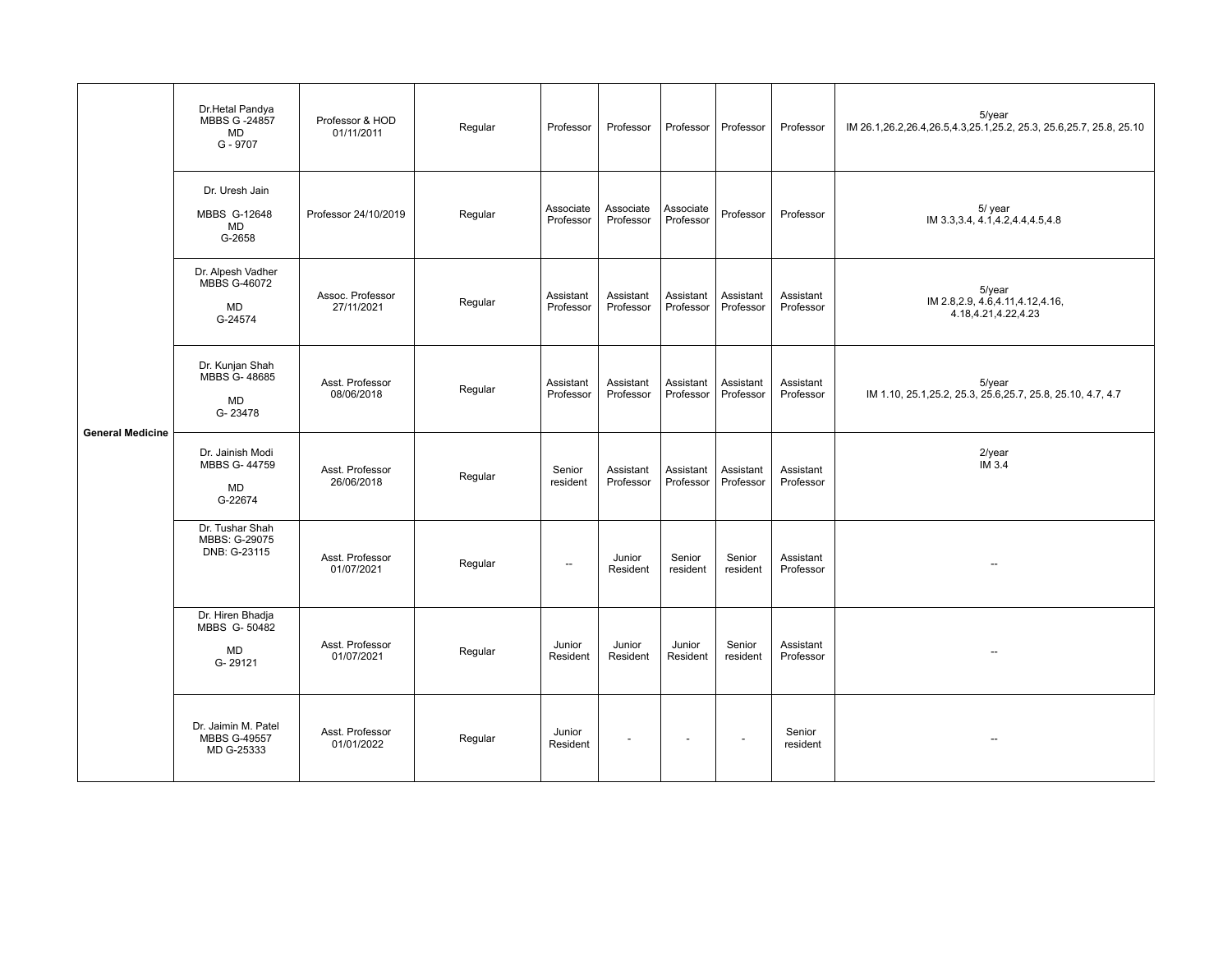| General Medicine | Dr.Hetal Pandya MBBS G -24857 MD G - 9707 | Professor & HOD 01/11/2011 | Regular | Professor | Professor | Professor | Professor | Professor | 5/year IM 26.1,26.2,26.4,26.5,4.3,25.1,25.2, 25.3, 25.6,25.7, 25.8, 25.10 |
|---|---|---|---|---|---|---|---|---|---|
| | Dr. Uresh Jain MBBS G-12648 MD G-2658 | Professor 24/10/2019 | Regular | Associate Professor | Associate Professor | Associate Professor | Professor | Professor | 5/ year IM 3.3,3.4, 4.1,4.2,4.4,4.5,4.8 |
| | Dr. Alpesh Vadher MBBS G-46072 MD G-24574 | Assoc. Professor 27/11/2021 | Regular | Assistant Professor | Assistant Professor | Assistant Professor | Assistant Professor | Assistant Professor | 5/year IM 2.8,2.9, 4.6,4.11,4.12,4.16, 4.18,4.21,4.22,4.23 |
| | Dr. Kunjan Shah MBBS G- 48685 MD G- 23478 | Asst. Professor 08/06/2018 | Regular | Assistant Professor | Assistant Professor | Assistant Professor | Assistant Professor | Assistant Professor | 5/year IM 1.10, 25.1,25.2, 25.3, 25.6,25.7, 25.8, 25.10, 4.7, 4.7 |
| | Dr. Jainish Modi MBBS G- 44759 MD G-22674 | Asst. Professor 26/06/2018 | Regular | Senior resident | Assistant Professor | Assistant Professor | Assistant Professor | Assistant Professor | 2/year IM 3.4 |
| | Dr. Tushar Shah MBBS: G-29075 DNB: G-23115 | Asst. Professor 01/07/2021 | Regular | -- | Junior Resident | Senior resident | Senior resident | Assistant Professor | -- |
| | Dr. Hiren Bhadja MBBS G- 50482 MD G- 29121 | Asst. Professor 01/07/2021 | Regular | Junior Resident | Junior Resident | Junior Resident | Senior resident | Assistant Professor | -- |
| | Dr. Jaimin M. Patel MBBS G-49557 MD G-25333 | Asst. Professor 01/01/2022 | Regular | Junior Resident | - | - | - | Senior resident | -- |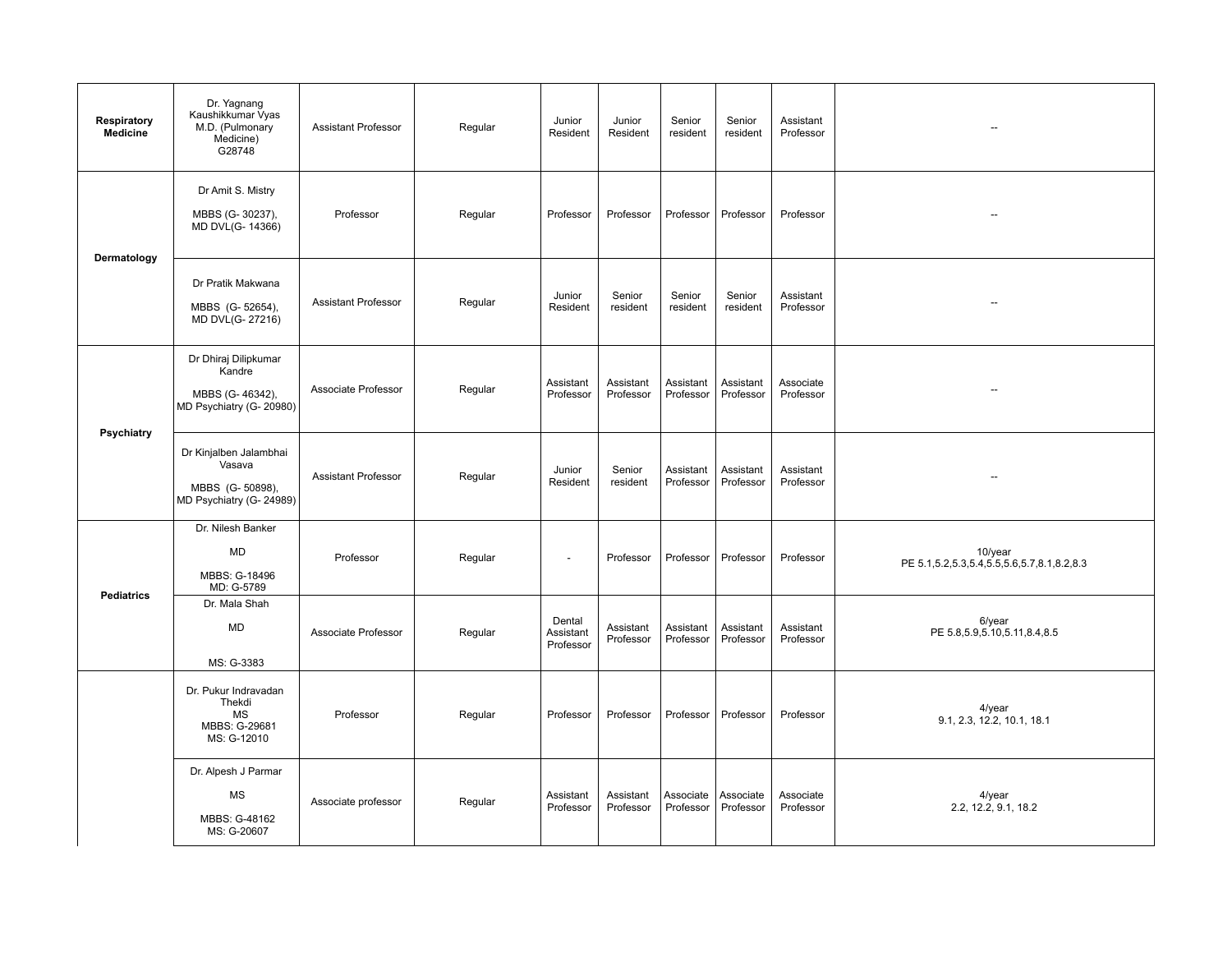| Respiratory Medicine | Dr. Yagnang Kaushikkumar Vyas M.D. (Pulmonary Medicine) G28748 | Assistant Professor | Regular | Junior Resident | Junior Resident | Senior resident | Senior resident | Assistant Professor | -- |
|---|---|---|---|---|---|---|---|---|---|
| Dermatology | Dr Amit S. Mistry<br><br>MBBS (G- 30237), MD DVL(G- 14366) | Professor | Regular | Professor | Professor | Professor | Professor | Professor | -- |
| | Dr Pratik Makwana<br><br>MBBS (G- 52654), MD DVL(G- 27216) | Assistant Professor | Regular | Junior Resident | Senior resident | Senior resident | Senior resident | Assistant Professor | -- |
| Psychiatry | Dr Dhiraj Dilipkumar Kandre<br><br>MBBS (G- 46342), MD Psychiatry (G- 20980) | Associate Professor | Regular | Assistant Professor | Assistant Professor | Assistant Professor | Assistant Professor | Associate Professor | -- |
| | Dr Kinjalben Jalambhai Vasava<br><br>MBBS (G- 50898), MD Psychiatry (G- 24989) | Assistant Professor | Regular | Junior Resident | Senior resident | Assistant Professor | Assistant Professor | Assistant Professor | -- |
| Pediatrics | Dr. Nilesh Banker<br><br>MD<br><br>MBBS: G-18496<br>MD: G-5789 | Professor | Regular | - | Professor | Professor | Professor | Professor | 10/year<br>PE 5.1,5.2,5.3,5.4,5.5,5.6,5.7,8.1,8.2,8.3 |
| | Dr. Mala Shah<br><br>MD<br><br>MS: G-3383 | Associate Professor | Regular | Dental Assistant Professor | Assistant Professor | Assistant Professor | Assistant Professor | Assistant Professor | 6/year<br>PE 5.8,5.9,5.10,5.11,8.4,8.5 |
| | Dr. Pukur Indravadan Thekdi<br>MS<br>MBBS: G-29681<br>MS: G-12010 | Professor | Regular | Professor | Professor | Professor | Professor | Professor | 4/year<br>9.1, 2.3, 12.2, 10.1, 18.1 |
| | Dr. Alpesh J Parmar<br><br>MS<br><br>MBBS: G-48162<br>MS: G-20607 | Associate professor | Regular | Assistant Professor | Assistant Professor | Associate Professor | Associate Professor | Associate Professor | 4/year<br>2.2, 12.2, 9.1, 18.2 |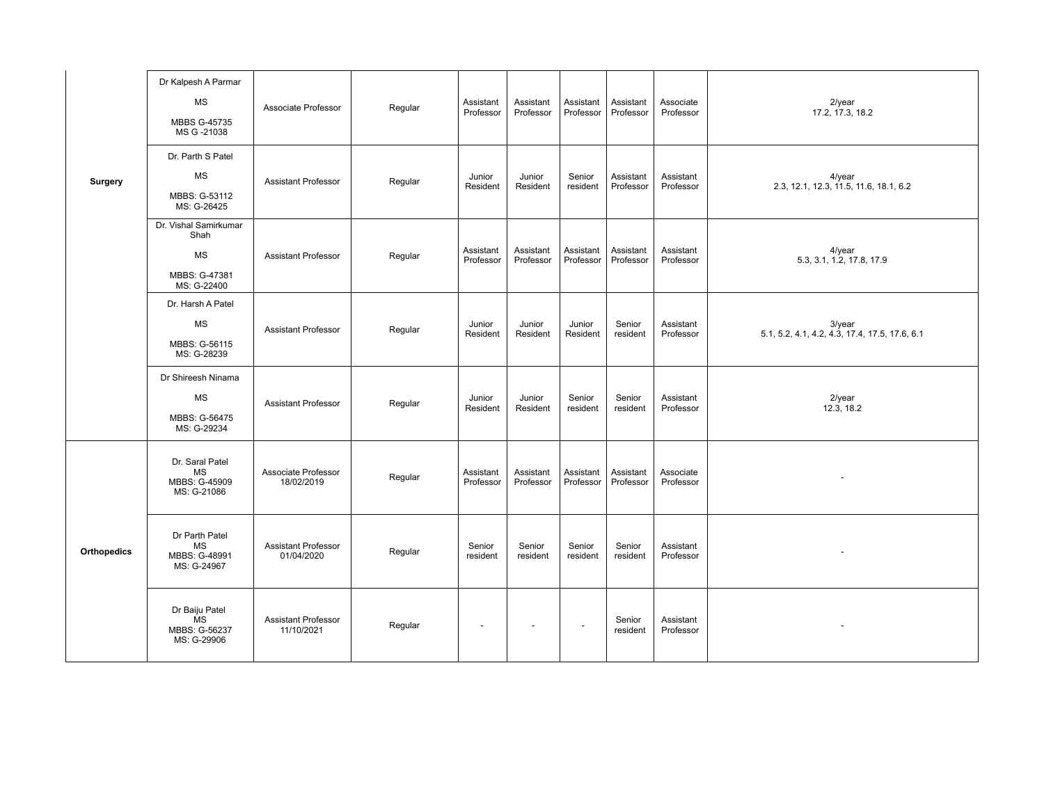| | | | | | | | | | |
|---|---|---|---|---|---|---|---|---|---|
| Surgery | Dr Kalpesh A Parmar<br>MS<br>MBBS G-45735<br>MS G -21038 | Associate Professor | Regular | Assistant Professor | Assistant Professor | Assistant Professor | Assistant Professor | Associate Professor | 2/year<br>17.2, 17.3, 18.2 |
| | Dr. Parth S Patel<br>MS<br>MBBS: G-53112<br>MS: G-26425 | Assistant Professor | Regular | Junior Resident | Junior Resident | Senior resident | Assistant Professor | Assistant Professor | 4/year<br>2.3, 12.1, 12.3, 11.5, 11.6, 18.1, 6.2 |
| | Dr. Vishal Samirkumar Shah<br>MS<br>MBBS: G-47381<br>MS: G-22400 | Assistant Professor | Regular | Assistant Professor | Assistant Professor | Assistant Professor | Assistant Professor | Assistant Professor | 4/year<br>5.3, 3.1, 1.2, 17.8, 17.9 |
| | Dr. Harsh A Patel<br>MS<br>MBBS: G-56115<br>MS: G-28239 | Assistant Professor | Regular | Junior Resident | Junior Resident | Junior Resident | Senior resident | Assistant Professor | 3/year<br>5.1, 5.2, 4.1, 4.2, 4.3, 17.4, 17.5, 17.6, 6.1 |
| | Dr Shireesh Ninama<br>MS<br>MBBS: G-56475<br>MS: G-29234 | Assistant Professor | Regular | Junior Resident | Junior Resident | Senior resident | Senior resident | Assistant Professor | 2/year<br>12.3, 18.2 |
| Orthopedics | Dr. Saral Patel<br>MS<br>MBBS: G-45909<br>MS: G-21086 | Associate Professor<br>18/02/2019 | Regular | Assistant Professor | Assistant Professor | Assistant Professor | Assistant Professor | Associate Professor | - |
| | Dr Parth Patel<br>MS<br>MBBS: G-48991<br>MS: G-24967 | Assistant Professor<br>01/04/2020 | Regular | Senior resident | Senior resident | Senior resident | Senior resident | Assistant Professor | - |
| | Dr Baiju Patel<br>MS<br>MBBS: G-56237<br>MS: G-29906 | Assistant Professor<br>11/10/2021 | Regular | - | - | - | Senior resident | Assistant Professor | - |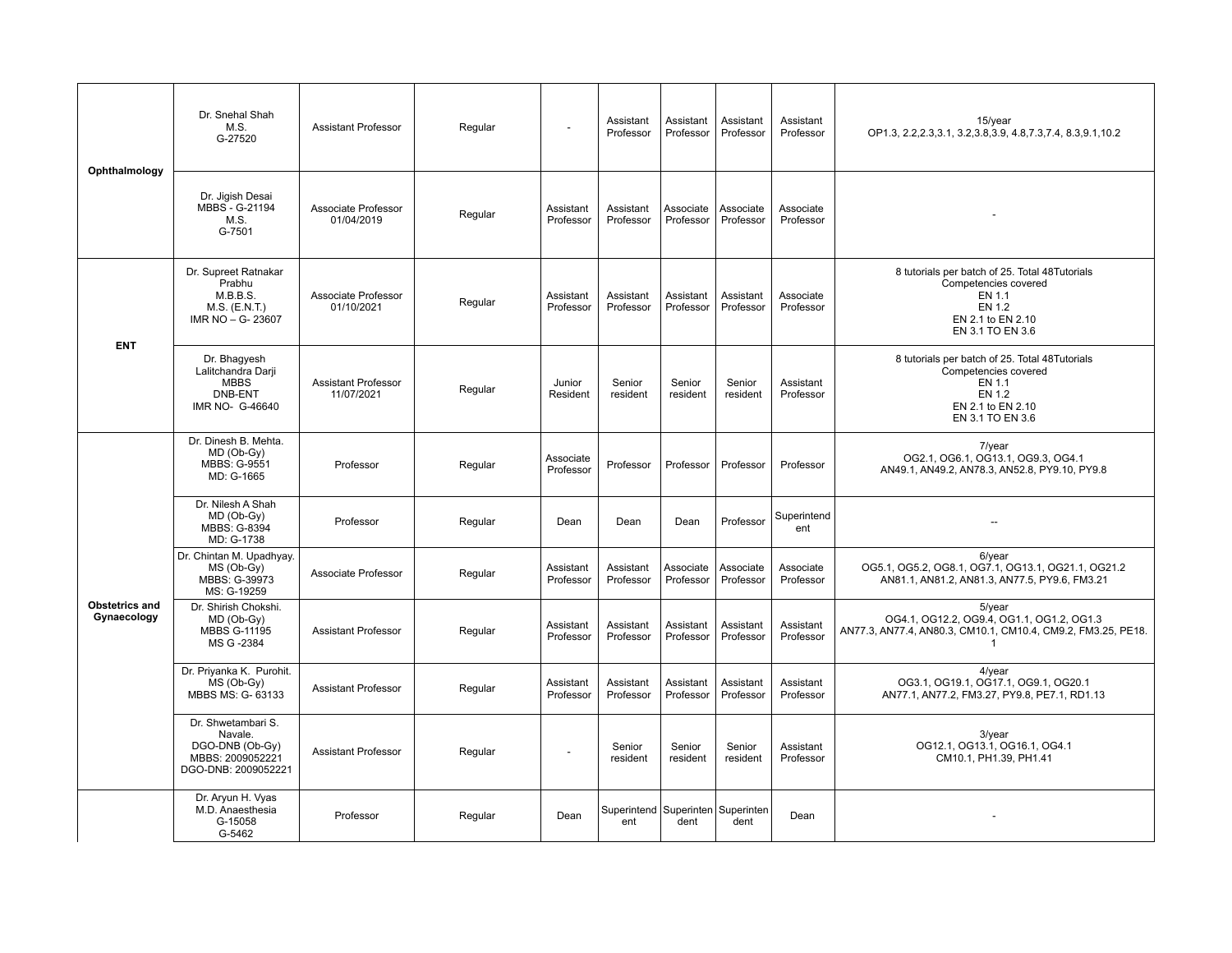| | | | | | | | | | |
|---|---|---|---|---|---|---|---|---|---|
| Ophthalmology | Dr. Snehal Shah<br>M.S.<br>G-27520 | Assistant Professor | Regular | - | Assistant Professor | Assistant Professor | Assistant Professor | Assistant Professor | 15/year<br>OP1.3, 2.2,2.3,3.1, 3.2,3.8,3.9, 4.8,7.3,7.4, 8.3,9.1,10.2 |
| | Dr. Jigish Desai<br>MBBS - G-21194<br>M.S.<br>G-7501 | Associate Professor<br>01/04/2019 | Regular | Assistant Professor | Assistant Professor | Associate Professor | Associate Professor | Associate Professor | - |
| ENT | Dr. Supreet Ratnakar Prabhu<br>M.B.B.S.<br>M.S. (E.N.T.)<br>IMR NO – G- 23607 | Associate Professor<br>01/10/2021 | Regular | Assistant Professor | Assistant Professor | Assistant Professor | Assistant Professor | Associate Professor | 8 tutorials per batch of 25. Total 48Tutorials<br>Competencies covered<br>EN 1.1<br>EN 1.2<br>EN 2.1 to EN 2.10<br>EN 3.1 TO EN 3.6 |
| | Dr. Bhagyesh Lalitchandra Darji<br>MBBS<br>DNB-ENT<br>IMR NO- G-46640 | Assistant Professor<br>11/07/2021 | Regular | Junior Resident | Senior resident | Senior resident | Senior resident | Assistant Professor | 8 tutorials per batch of 25. Total 48Tutorials<br>Competencies covered<br>EN 1.1<br>EN 1.2<br>EN 2.1 to EN 2.10<br>EN 3.1 TO EN 3.6 |
| Obstetrics and Gynaecology | Dr. Dinesh B. Mehta.<br>MD (Ob-Gy)<br>MBBS: G-9551<br>MD: G-1665 | Professor | Regular | Associate Professor | Professor | Professor | Professor | Professor | 7/year<br>OG2.1, OG6.1, OG13.1, OG9.3, OG4.1<br>AN49.1, AN49.2, AN78.3, AN52.8, PY9.10, PY9.8 |
| | Dr. Nilesh A Shah<br>MD (Ob-Gy)<br>MBBS: G-8394<br>MD: G-1738 | Professor | Regular | Dean | Dean | Dean | Professor | Superintendent | -- |
| | Dr. Chintan M. Upadhyay.<br>MS (Ob-Gy)<br>MBBS: G-39973<br>MS: G-19259 | Associate Professor | Regular | Assistant Professor | Assistant Professor | Associate Professor | Associate Professor | Associate Professor | 6/year<br>OG5.1, OG5.2, OG8.1, OG7.1, OG13.1, OG21.1, OG21.2<br>AN81.1, AN81.2, AN81.3, AN77.5, PY9.6, FM3.21 |
| | Dr. Shirish Chokshi.<br>MD (Ob-Gy)<br>MBBS G-11195<br>MS G -2384 | Assistant Professor | Regular | Assistant Professor | Assistant Professor | Assistant Professor | Assistant Professor | Assistant Professor | 5/year<br>OG4.1, OG12.2, OG9.4, OG1.1, OG1.2, OG1.3<br>AN77.3, AN77.4, AN80.3, CM10.1, CM10.4, CM9.2, FM3.25, PE18.1 |
| | Dr. Priyanka K. Purohit.<br>MS (Ob-Gy)<br>MBBS MS: G- 63133 | Assistant Professor | Regular | Assistant Professor | Assistant Professor | Assistant Professor | Assistant Professor | Assistant Professor | 4/year<br>OG3.1, OG19.1, OG17.1, OG9.1, OG20.1<br>AN77.1, AN77.2, FM3.27, PY9.8, PE7.1, RD1.13 |
| | Dr. Shwetambari S. Navale.<br>DGO-DNB (Ob-Gy)<br>MBBS: 2009052221<br>DGO-DNB: 2009052221 | Assistant Professor | Regular | - | Senior resident | Senior resident | Senior resident | Assistant Professor | 3/year<br>OG12.1, OG13.1, OG16.1, OG4.1<br>CM10.1, PH1.39, PH1.41 |
| | Dr. Aryun H. Vyas<br>M.D. Anaesthesia<br>G-15058<br>G-5462 | Professor | Regular | Dean | Superintendent | Superintendent | Superintendent | Dean | - |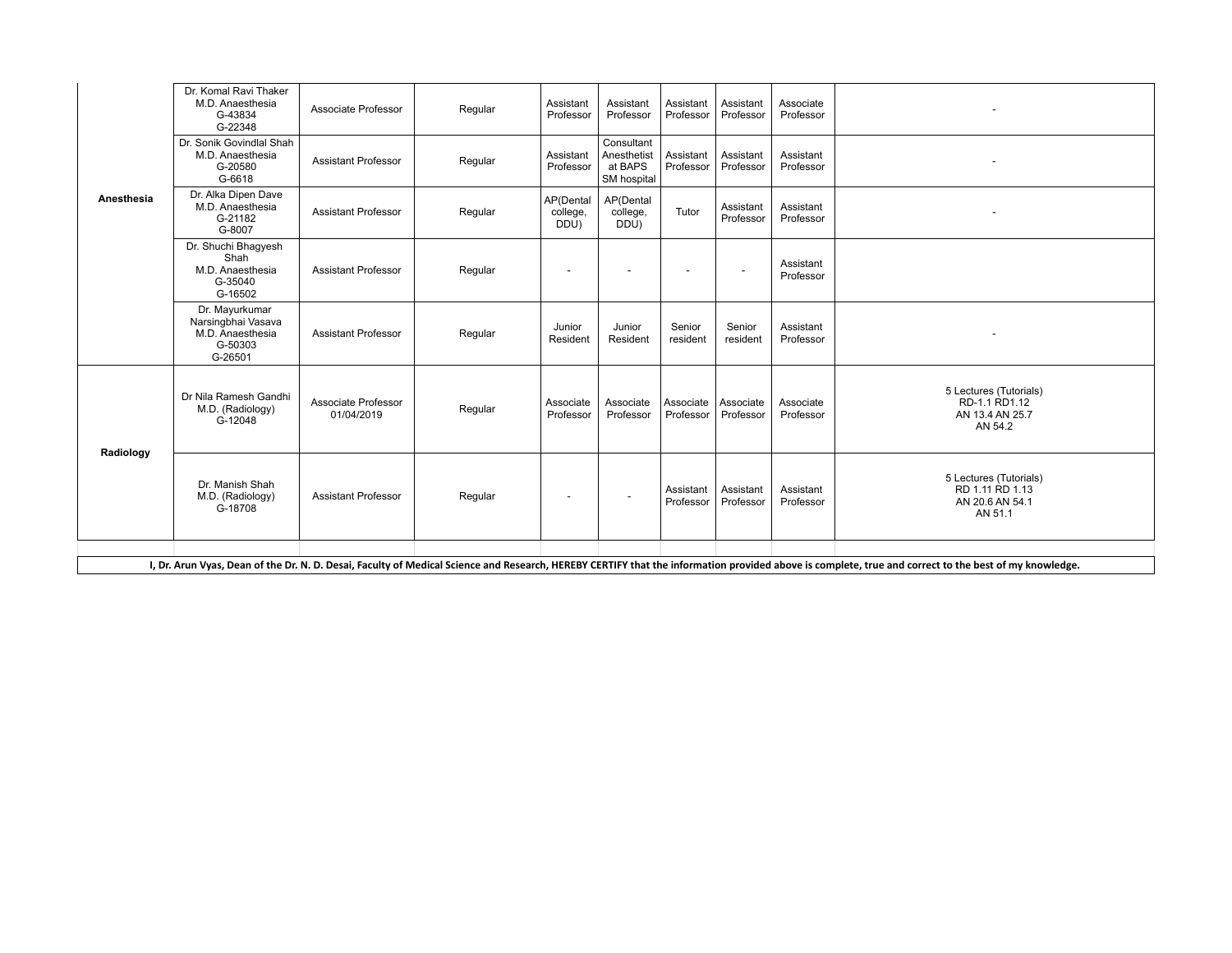| | | | | | | | | | |
|---|---|---|---|---|---|---|---|---|---|
| Anesthesia | Dr. Komal Ravi Thaker M.D. Anaesthesia G-43834 G-22348 | Associate Professor | Regular | Assistant Professor | Assistant Professor | Assistant Professor | Assistant Professor | Associate Professor | - |
| | Dr. Sonik Govindlal Shah M.D. Anaesthesia G-20580 G-6618 | Assistant Professor | Regular | Assistant Professor | Consultant Anesthetist at BAPS SM hospital | Assistant Professor | Assistant Professor | Assistant Professor | - |
| | Dr. Alka Dipen Dave M.D. Anaesthesia G-21182 G-8007 | Assistant Professor | Regular | AP(Dental college, DDU) | AP(Dental college, DDU) | Tutor | Assistant Professor | Assistant Professor | - |
| | Dr. Shuchi Bhagyesh Shah M.D. Anaesthesia G-35040 G-16502 | Assistant Professor | Regular | - | - | - | - | Assistant Professor | |
| | Dr. Mayurkumar Narsingbhai Vasava M.D. Anaesthesia G-50303 G-26501 | Assistant Professor | Regular | Junior Resident | Junior Resident | Senior resident | Senior resident | Assistant Professor | - |
| Radiology | Dr Nila Ramesh Gandhi M.D. (Radiology) G-12048 | Associate Professor 01/04/2019 | Regular | Associate Professor | Associate Professor | Associate Professor | Associate Professor | Associate Professor | 5 Lectures (Tutorials) RD-1.1 RD1.12 AN 13.4 AN 25.7 AN 54.2 |
| | Dr. Manish Shah M.D. (Radiology) G-18708 | Assistant Professor | Regular | - | - | Assistant Professor | Assistant Professor | Assistant Professor | 5 Lectures (Tutorials) RD 1.11 RD 1.13 AN 20.6 AN 54.1 AN 51.1 |

**I, Dr. Arun Vyas, Dean of the Dr. N. D. Desai, Faculty of Medical Science and Research, HEREBY CERTIFY that the information provided above is complete, true and correct to the best of my knowledge.**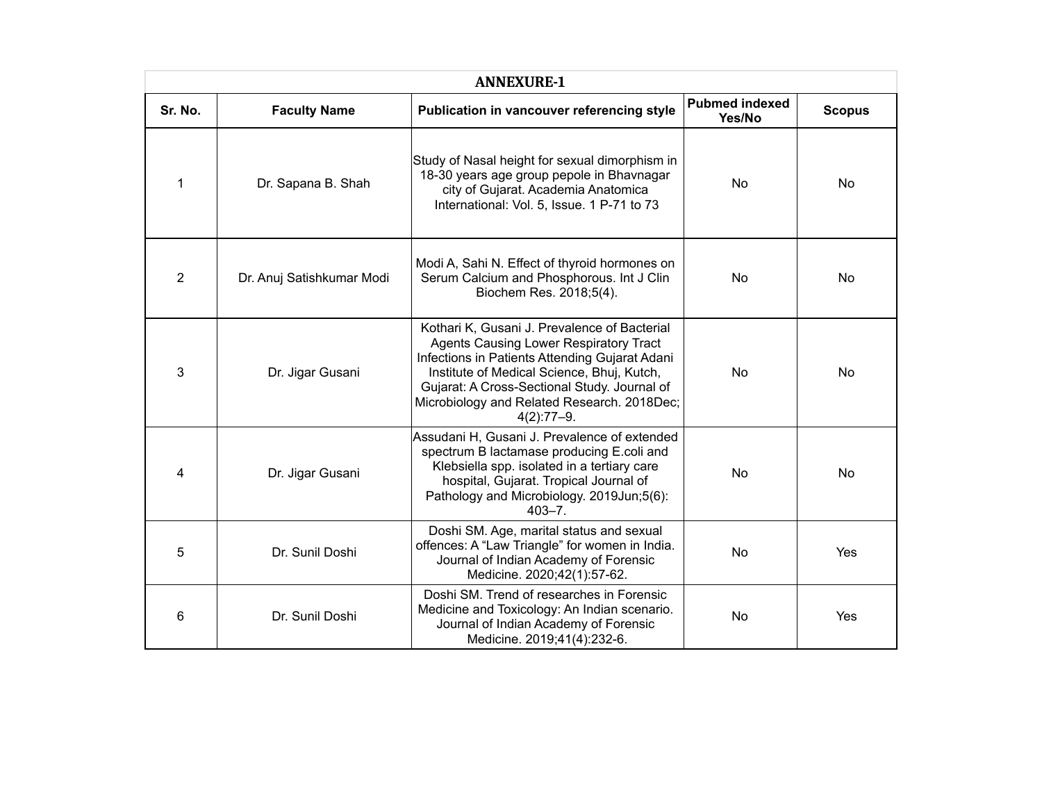## ANNEXURE-1

| Sr. No. | Faculty Name | Publication in vancouver referencing style | Pubmed indexed Yes/No | Scopus |
|---|---|---|---|---|
| 1 | Dr. Sapana B. Shah | Study of Nasal height for sexual dimorphism in 18-30 years age group pepole in Bhavnagar city of Gujarat. Academia Anatomica International: Vol. 5, Issue. 1 P-71 to 73 | No | No |
| 2 | Dr. Anuj Satishkumar Modi | Modi A, Sahi N. Effect of thyroid hormones on Serum Calcium and Phosphorous. Int J Clin Biochem Res. 2018;5(4). | No | No |
| 3 | Dr. Jigar Gusani | Kothari K, Gusani J. Prevalence of Bacterial Agents Causing Lower Respiratory Tract Infections in Patients Attending Gujarat Adani Institute of Medical Science, Bhuj, Kutch, Gujarat: A Cross-Sectional Study. Journal of Microbiology and Related Research. 2018Dec; 4(2):77–9. | No | No |
| 4 | Dr. Jigar Gusani | Assudani H, Gusani J. Prevalence of extended spectrum B lactamase producing E.coli and Klebsiella spp. isolated in a tertiary care hospital, Gujarat. Tropical Journal of Pathology and Microbiology. 2019Jun;5(6): 403–7. | No | No |
| 5 | Dr. Sunil Doshi | Doshi SM. Age, marital status and sexual offences: A "Law Triangle" for women in India. Journal of Indian Academy of Forensic Medicine. 2020;42(1):57-62. | No | Yes |
| 6 | Dr. Sunil Doshi | Doshi SM. Trend of researches in Forensic Medicine and Toxicology: An Indian scenario. Journal of Indian Academy of Forensic Medicine. 2019;41(4):232-6. | No | Yes |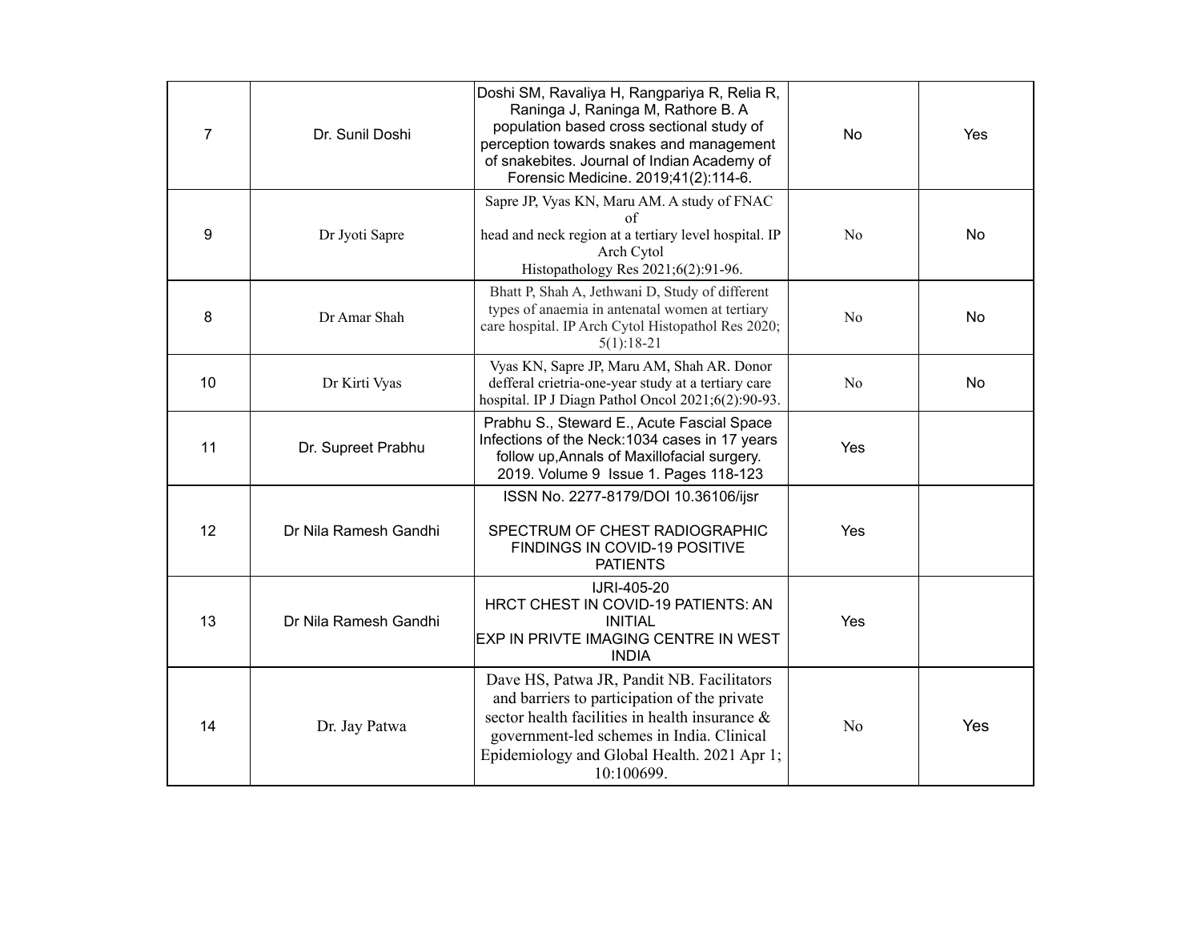| | | | | |
|---|---|---|---|---|
| 7 | Dr. Sunil Doshi | Doshi SM, Ravaliya H, Rangpariya R, Relia R, Raninga J, Raninga M, Rathore B. A population based cross sectional study of perception towards snakes and management of snakebites. Journal of Indian Academy of Forensic Medicine. 2019;41(2):114-6. | No | Yes |
| 9 | Dr Jyoti Sapre | Sapre JP, Vyas KN, Maru AM. A study of FNAC of head and neck region at a tertiary level hospital. IP Arch Cytol Histopathology Res 2021;6(2):91-96. | No | No |
| 8 | Dr Amar Shah | Bhatt P, Shah A, Jethwani D, Study of different types of anaemia in antenatal women at tertiary care hospital. IP Arch Cytol Histopathol Res 2020; 5(1):18-21 | No | No |
| 10 | Dr Kirti Vyas | Vyas KN, Sapre JP, Maru AM, Shah AR. Donor defferal crietria-one-year study at a tertiary care hospital. IP J Diagn Pathol Oncol 2021;6(2):90-93. | No | No |
| 11 | Dr. Supreet Prabhu | Prabhu S., Steward E., Acute Fascial Space Infections of the Neck:1034 cases in 17 years follow up,Annals of Maxillofacial surgery. 2019. Volume 9 Issue 1. Pages 118-123 | Yes | |
| 12 | Dr Nila Ramesh Gandhi | ISSN No. 2277-8179/DOI 10.36106/ijsr<br><br>SPECTRUM OF CHEST RADIOGRAPHIC FINDINGS IN COVID-19 POSITIVE PATIENTS | Yes | |
| 13 | Dr Nila Ramesh Gandhi | IJRI-405-20<br>HRCT CHEST IN COVID-19 PATIENTS: AN INITIAL EXP IN PRIVTE IMAGING CENTRE IN WEST INDIA | Yes | |
| 14 | Dr. Jay Patwa | Dave HS, Patwa JR, Pandit NB. Facilitators and barriers to participation of the private sector health facilities in health insurance & government-led schemes in India. Clinical Epidemiology and Global Health. 2021 Apr 1; 10:100699. | No | Yes |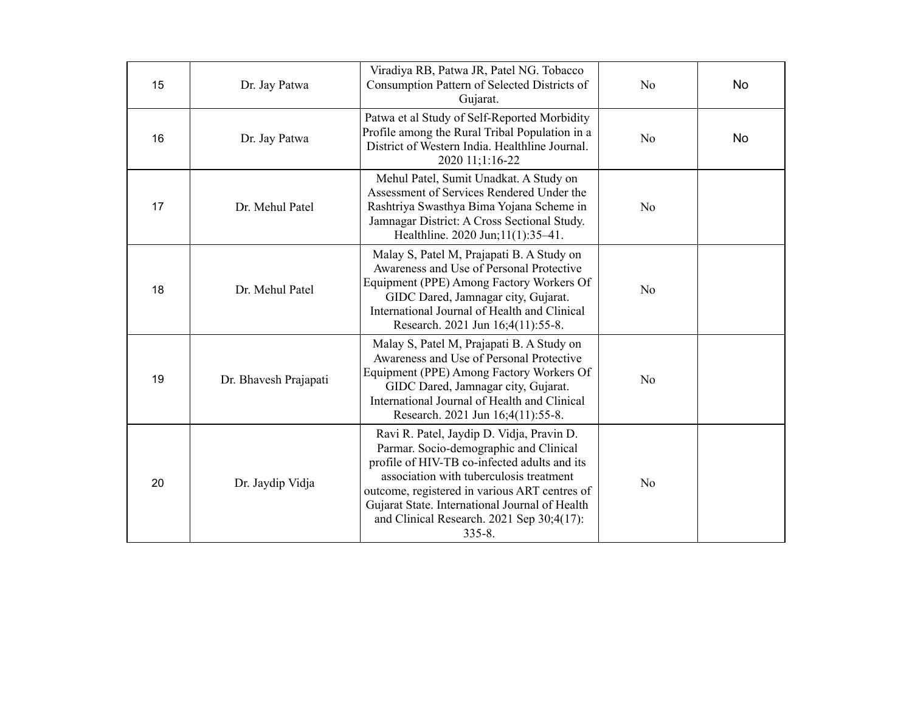| | | | | |
|---|---|---|---|---|
| 15 | Dr. Jay Patwa | Viradiya RB, Patwa JR, Patel NG. Tobacco Consumption Pattern of Selected Districts of Gujarat. | No | No |
| 16 | Dr. Jay Patwa | Patwa et al Study of Self-Reported Morbidity Profile among the Rural Tribal Population in a District of Western India. Healthline Journal. 2020 11;1:16-22 | No | No |
| 17 | Dr. Mehul Patel | Mehul Patel, Sumit Unadkat. A Study on Assessment of Services Rendered Under the Rashtriya Swasthya Bima Yojana Scheme in Jamnagar District: A Cross Sectional Study. Healthline. 2020 Jun;11(1):35–41. | No | |
| 18 | Dr. Mehul Patel | Malay S, Patel M, Prajapati B. A Study on Awareness and Use of Personal Protective Equipment (PPE) Among Factory Workers Of GIDC Dared, Jamnagar city, Gujarat. International Journal of Health and Clinical Research. 2021 Jun 16;4(11):55-8. | No | |
| 19 | Dr. Bhavesh Prajapati | Malay S, Patel M, Prajapati B. A Study on Awareness and Use of Personal Protective Equipment (PPE) Among Factory Workers Of GIDC Dared, Jamnagar city, Gujarat. International Journal of Health and Clinical Research. 2021 Jun 16;4(11):55-8. | No | |
| 20 | Dr. Jaydip Vidja | Ravi R. Patel, Jaydip D. Vidja, Pravin D. Parmar. Socio-demographic and Clinical profile of HIV-TB co-infected adults and its association with tuberculosis treatment outcome, registered in various ART centres of Gujarat State. International Journal of Health and Clinical Research. 2021 Sep 30;4(17): 335-8. | No | |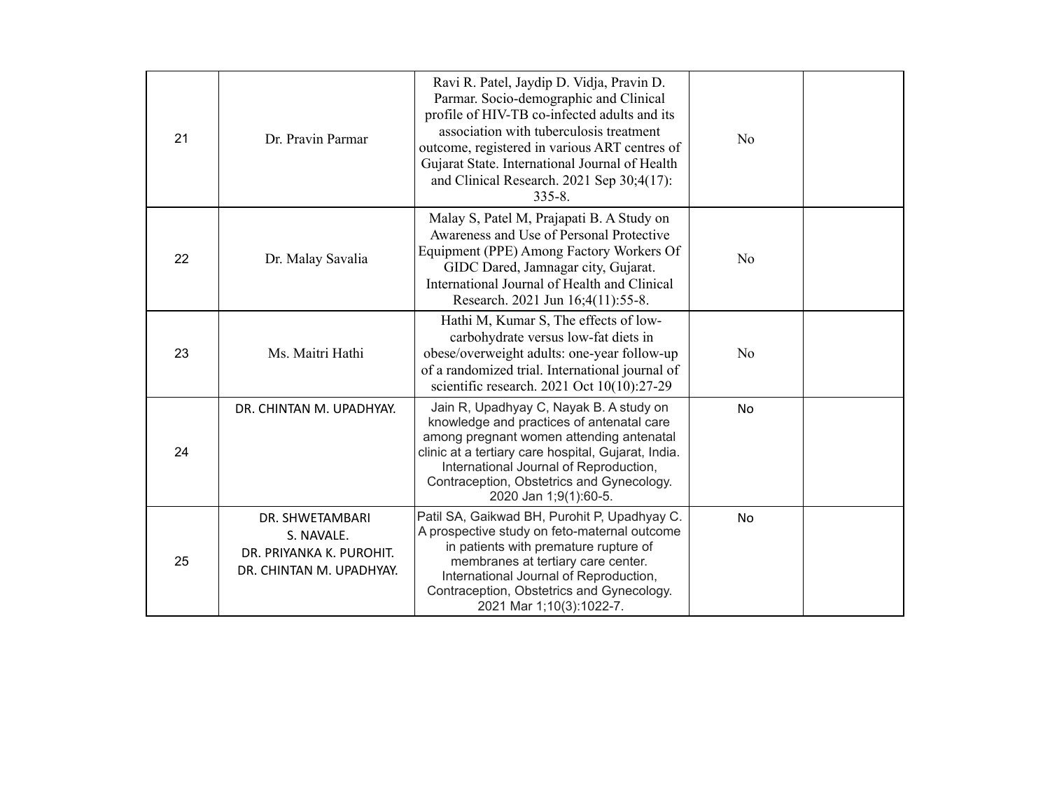| 21 | Dr. Pravin Parmar | Ravi R. Patel, Jaydip D. Vidja, Pravin D. Parmar. Socio-demographic and Clinical profile of HIV-TB co-infected adults and its association with tuberculosis treatment outcome, registered in various ART centres of Gujarat State. International Journal of Health and Clinical Research. 2021 Sep 30;4(17): 335-8. | No | |
|---|---|---|---|---|
| 22 | Dr. Malay Savalia | Malay S, Patel M, Prajapati B. A Study on Awareness and Use of Personal Protective Equipment (PPE) Among Factory Workers Of GIDC Dared, Jamnagar city, Gujarat. International Journal of Health and Clinical Research. 2021 Jun 16;4(11):55-8. | No | |
| 23 | Ms. Maitri Hathi | Hathi M, Kumar S, The effects of low-carbohydrate versus low-fat diets in obese/overweight adults: one-year follow-up of a randomized trial. International journal of scientific research. 2021 Oct 10(10):27-29 | No | |
| 24 | DR. CHINTAN M. UPADHYAY. | Jain R, Upadhyay C, Nayak B. A study on knowledge and practices of antenatal care among pregnant women attending antenatal clinic at a tertiary care hospital, Gujarat, India. International Journal of Reproduction, Contraception, Obstetrics and Gynecology. 2020 Jan 1;9(1):60-5. | No | |
| 25 | DR. SHWETAMBARI S. NAVALE.<br>DR. PRIYANKA K. PUROHIT.<br>DR. CHINTAN M. UPADHYAY. | Patil SA, Gaikwad BH, Purohit P, Upadhyay C. A prospective study on feto-maternal outcome in patients with premature rupture of membranes at tertiary care center. International Journal of Reproduction, Contraception, Obstetrics and Gynecology. 2021 Mar 1;10(3):1022-7. | No | |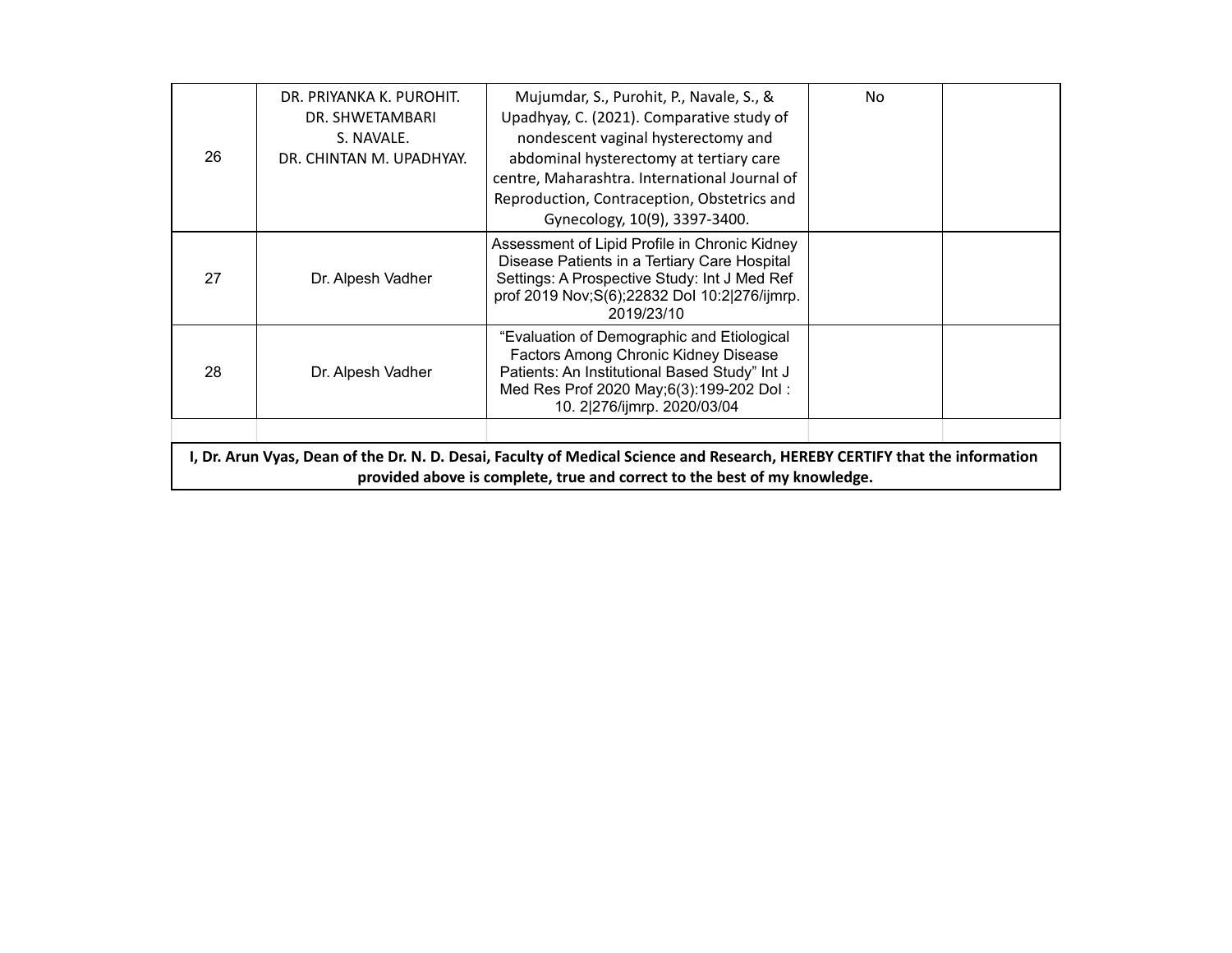| | | | | |
|---|---|---|---|---|
| 26 | DR. PRIYANKA K. PUROHIT. DR. SHWETAMBARI S. NAVALE. DR. CHINTAN M. UPADHYAY. | Mujumdar, S., Purohit, P., Navale, S., & Upadhyay, C. (2021). Comparative study of nondescent vaginal hysterectomy and abdominal hysterectomy at tertiary care centre, Maharashtra. International Journal of Reproduction, Contraception, Obstetrics and Gynecology, 10(9), 3397-3400. | No | |
| 27 | Dr. Alpesh Vadher | Assessment of Lipid Profile in Chronic Kidney Disease Patients in a Tertiary Care Hospital Settings: A Prospective Study: Int J Med Ref prof 2019 Nov;S(6);22832 DoI 10:2\|276/ijmrp. 2019/23/10 | | |
| 28 | Dr. Alpesh Vadher | "Evaluation of Demographic and Etiological Factors Among Chronic Kidney Disease Patients: An Institutional Based Study" Int J Med Res Prof 2020 May;6(3):199-202 DoI : 10. 2\|276/ijmrp. 2020/03/04 | | |
| | | | | |

**I, Dr. Arun Vyas, Dean of the Dr. N. D. Desai, Faculty of Medical Science and Research, HEREBY CERTIFY that the information provided above is complete, true and correct to the best of my knowledge.**